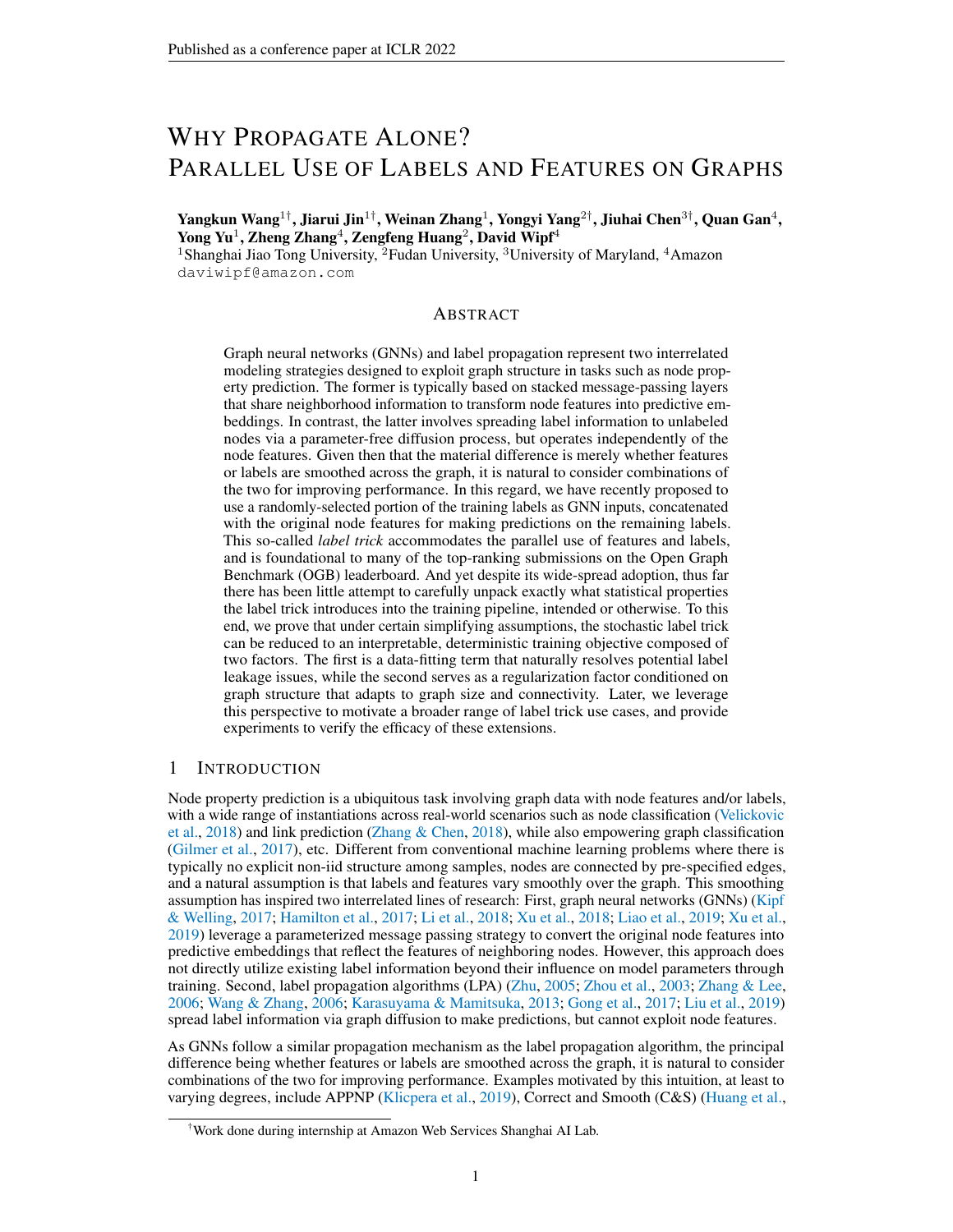# WHY PROPAGATE ALONE? PARALLEL USE OF LABELS AND FEATURES ON GRAPHS

**Yangkun Wang[1†], Jiarui Jin[1†], Weinan Zhang[1], Yongyi Yang[2†], Jiuhai Chen[3†], Quan Gan[4], Yong Yu[1], Zheng Zhang[4], Zengfeng Huang[2], David Wipf[4]**

[1]Shanghai Jiao Tong University, [2]Fudan University, [3]University of Maryland, [4]Amazon
daviwipf@amazon.com

## ABSTRACT

Graph neural networks (GNNs) and label propagation represent two interrelated modeling strategies designed to exploit graph structure in tasks such as node property prediction. The former is typically based on stacked message-passing layers that share neighborhood information to transform node features into predictive embeddings. In contrast, the latter involves spreading label information to unlabeled nodes via a parameter-free diffusion process, but operates independently of the node features. Given then that the material difference is merely whether features or labels are smoothed across the graph, it is natural to consider combinations of the two for improving performance. In this regard, we have recently proposed to use a randomly-selected portion of the training labels as GNN inputs, concatenated with the original node features for making predictions on the remaining labels. This so-called *label trick* accommodates the parallel use of features and labels, and is foundational to many of the top-ranking submissions on the Open Graph Benchmark (OGB) leaderboard. And yet despite its wide-spread adoption, thus far there has been little attempt to carefully unpack exactly what statistical properties the label trick introduces into the training pipeline, intended or otherwise. To this end, we prove that under certain simplifying assumptions, the stochastic label trick can be reduced to an interpretable, deterministic training objective composed of two factors. The first is a data-fitting term that naturally resolves potential label leakage issues, while the second serves as a regularization factor conditioned on graph structure that adapts to graph size and connectivity. Later, we leverage this perspective to motivate a broader range of label trick use cases, and provide experiments to verify the efficacy of these extensions.

## 1 INTRODUCTION

Node property prediction is a ubiquitous task involving graph data with node features and/or labels, with a wide range of instantiations across real-world scenarios such as node classification (Velickovic et al., 2018) and link prediction (Zhang & Chen, 2018), while also empowering graph classification (Gilmer et al., 2017), etc. Different from conventional machine learning problems where there is typically no explicit non-iid structure among samples, nodes are connected by pre-specified edges, and a natural assumption is that labels and features vary smoothly over the graph. This smoothing assumption has inspired two interrelated lines of research: First, graph neural networks (GNNs) (Kipf & Welling, 2017; Hamilton et al., 2017; Li et al., 2018; Xu et al., 2018; Liao et al., 2019; Xu et al., 2019) leverage a parameterized message passing strategy to convert the original node features into predictive embeddings that reflect the features of neighboring nodes. However, this approach does not directly utilize existing label information beyond their influence on model parameters through training. Second, label propagation algorithms (LPA) (Zhu, 2005; Zhou et al., 2003; Zhang & Lee, 2006; Wang & Zhang, 2006; Karasuyama & Mamitsuka, 2013; Gong et al., 2017; Liu et al., 2019) spread label information via graph diffusion to make predictions, but cannot exploit node features.

As GNNs follow a similar propagation mechanism as the label propagation algorithm, the principal difference being whether features or labels are smoothed across the graph, it is natural to consider combinations of the two for improving performance. Examples motivated by this intuition, at least to varying degrees, include APPNP (Klicpera et al., 2019), Correct and Smooth (C&S) (Huang et al.,

[†]Work done during internship at Amazon Web Services Shanghai AI Lab.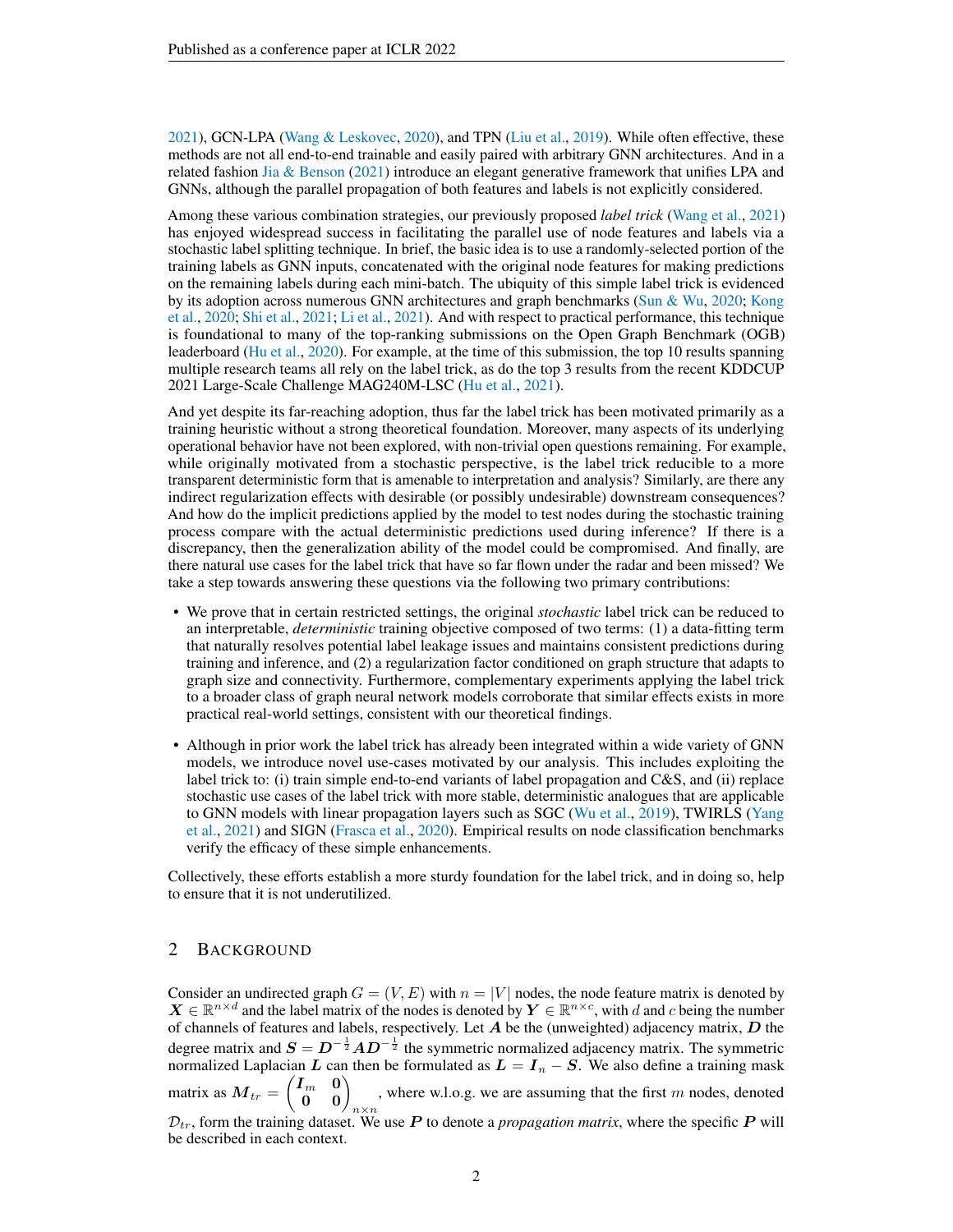2021), GCN-LPA (Wang & Leskovec, 2020), and TPN (Liu et al., 2019). While often effective, these methods are not all end-to-end trainable and easily paired with arbitrary GNN architectures. And in a related fashion Jia & Benson (2021) introduce an elegant generative framework that unifies LPA and GNNs, although the parallel propagation of both features and labels is not explicitly considered.

Among these various combination strategies, our previously proposed *label trick* (Wang et al., 2021) has enjoyed widespread success in facilitating the parallel use of node features and labels via a stochastic label splitting technique. In brief, the basic idea is to use a randomly-selected portion of the training labels as GNN inputs, concatenated with the original node features for making predictions on the remaining labels during each mini-batch. The ubiquity of this simple label trick is evidenced by its adoption across numerous GNN architectures and graph benchmarks (Sun & Wu, 2020; Kong et al., 2020; Shi et al., 2021; Li et al., 2021). And with respect to practical performance, this technique is foundational to many of the top-ranking submissions on the Open Graph Benchmark (OGB) leaderboard (Hu et al., 2020). For example, at the time of this submission, the top 10 results spanning multiple research teams all rely on the label trick, as do the top 3 results from the recent KDDCUP 2021 Large-Scale Challenge MAG240M-LSC (Hu et al., 2021).

And yet despite its far-reaching adoption, thus far the label trick has been motivated primarily as a training heuristic without a strong theoretical foundation. Moreover, many aspects of its underlying operational behavior have not been explored, with non-trivial open questions remaining. For example, while originally motivated from a stochastic perspective, is the label trick reducible to a more transparent deterministic form that is amenable to interpretation and analysis? Similarly, are there any indirect regularization effects with desirable (or possibly undesirable) downstream consequences? And how do the implicit predictions applied by the model to test nodes during the stochastic training process compare with the actual deterministic predictions used during inference? If there is a discrepancy, then the generalization ability of the model could be compromised. And finally, are there natural use cases for the label trick that have so far flown under the radar and been missed? We take a step towards answering these questions via the following two primary contributions:

- We prove that in certain restricted settings, the original *stochastic* label trick can be reduced to an interpretable, *deterministic* training objective composed of two terms: (1) a data-fitting term that naturally resolves potential label leakage issues and maintains consistent predictions during training and inference, and (2) a regularization factor conditioned on graph structure that adapts to graph size and connectivity. Furthermore, complementary experiments applying the label trick to a broader class of graph neural network models corroborate that similar effects exists in more practical real-world settings, consistent with our theoretical findings.
- Although in prior work the label trick has already been integrated within a wide variety of GNN models, we introduce novel use-cases motivated by our analysis. This includes exploiting the label trick to: (i) train simple end-to-end variants of label propagation and C&S, and (ii) replace stochastic use cases of the label trick with more stable, deterministic analogues that are applicable to GNN models with linear propagation layers such as SGC (Wu et al., 2019), TWIRLS (Yang et al., 2021) and SIGN (Frasca et al., 2020). Empirical results on node classification benchmarks verify the efficacy of these simple enhancements.

Collectively, these efforts establish a more sturdy foundation for the label trick, and in doing so, help to ensure that it is not underutilized.

## 2 Background

Consider an undirected graph $G = (V, E)$ with $n = |V|$ nodes, the node feature matrix is denoted by $\boldsymbol{X} \in \mathbb{R}^{n \times d}$ and the label matrix of the nodes is denoted by $\boldsymbol{Y} \in \mathbb{R}^{n \times c}$, with $d$ and $c$ being the number of channels of features and labels, respectively. Let $\boldsymbol{A}$ be the (unweighted) adjacency matrix, $\boldsymbol{D}$ the degree matrix and $\boldsymbol{S} = \boldsymbol{D}^{-\frac{1}{2}}\boldsymbol{A}\boldsymbol{D}^{-\frac{1}{2}}$ the symmetric normalized adjacency matrix. The symmetric normalized Laplacian $\boldsymbol{L}$ can then be formulated as $\boldsymbol{L} = \boldsymbol{I}_n - \boldsymbol{S}$. We also define a training mask matrix as $\boldsymbol{M}_{tr} = \begin{pmatrix} \boldsymbol{I}_m & \boldsymbol{0} \\ \boldsymbol{0} & \boldsymbol{0} \end{pmatrix}_{n \times n}$, where w.l.o.g. we are assuming that the first $m$ nodes, denoted $\mathcal{D}_{tr}$, form the training dataset. We use $\boldsymbol{P}$ to denote a *propagation matrix*, where the specific $\boldsymbol{P}$ will be described in each context.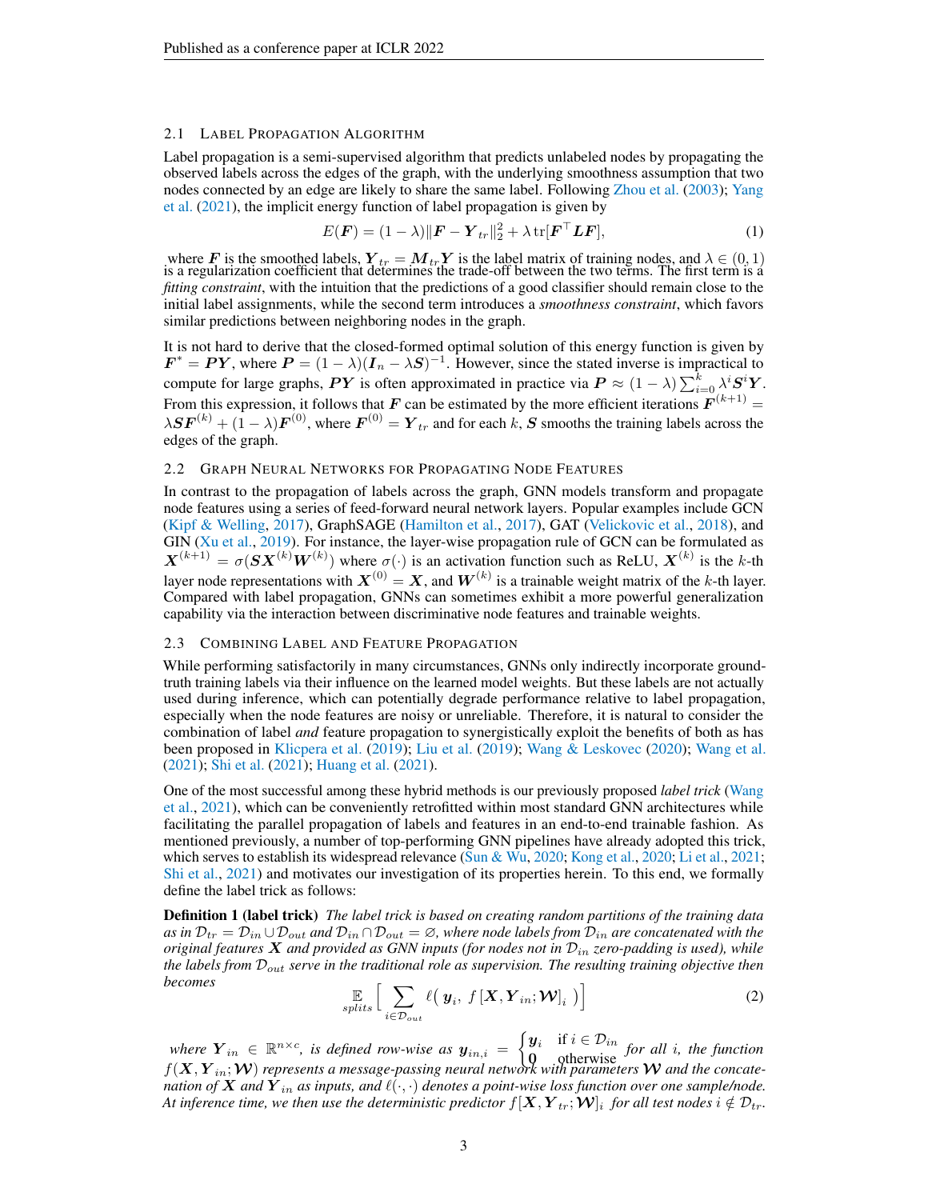### 2.1 Label Propagation Algorithm

Label propagation is a semi-supervised algorithm that predicts unlabeled nodes by propagating the observed labels across the edges of the graph, with the underlying smoothness assumption that two nodes connected by an edge are likely to share the same label. Following Zhou et al. (2003); Yang et al. (2021), the implicit energy function of label propagation is given by

$$E(\boldsymbol{F}) = (1-\lambda)\|\boldsymbol{F} - \boldsymbol{Y}_{tr}\|_2^2 + \lambda \operatorname{tr}[\boldsymbol{F}^\top \boldsymbol{L}\boldsymbol{F}], \tag{1}$$

where $\boldsymbol{F}$ is the smoothed labels, $\boldsymbol{Y}_{tr} = \boldsymbol{M}_{tr}\boldsymbol{Y}$ is the label matrix of training nodes, and $\lambda \in (0,1)$ is a regularization coefficient that determines the trade-off between the two terms. The first term is a *fitting constraint*, with the intuition that the predictions of a good classifier should remain close to the initial label assignments, while the second term introduces a *smoothness constraint*, which favors similar predictions between neighboring nodes in the graph.

It is not hard to derive that the closed-formed optimal solution of this energy function is given by $\boldsymbol{F}^* = \boldsymbol{P}\boldsymbol{Y}$, where $\boldsymbol{P} = (1-\lambda)(\boldsymbol{I}_n - \lambda \boldsymbol{S})^{-1}$. However, since the stated inverse is impractical to compute for large graphs, $\boldsymbol{P}\boldsymbol{Y}$ is often approximated in practice via $\boldsymbol{P} \approx (1-\lambda)\sum_{i=0}^{k} \lambda^i \boldsymbol{S}^i \boldsymbol{Y}$. From this expression, it follows that $\boldsymbol{F}$ can be estimated by the more efficient iterations $\boldsymbol{F}^{(k+1)} = \lambda \boldsymbol{S}\boldsymbol{F}^{(k)} + (1-\lambda)\boldsymbol{F}^{(0)}$, where $\boldsymbol{F}^{(0)} = \boldsymbol{Y}_{tr}$ and for each $k$, $\boldsymbol{S}$ smooths the training labels across the edges of the graph.

### 2.2 Graph Neural Networks for Propagating Node Features

In contrast to the propagation of labels across the graph, GNN models transform and propagate node features using a series of feed-forward neural network layers. Popular examples include GCN (Kipf & Welling, 2017), GraphSAGE (Hamilton et al., 2017), GAT (Velickovic et al., 2018), and GIN (Xu et al., 2019). For instance, the layer-wise propagation rule of GCN can be formulated as $\boldsymbol{X}^{(k+1)} = \sigma(\boldsymbol{S}\boldsymbol{X}^{(k)}\boldsymbol{W}^{(k)})$ where $\sigma(\cdot)$ is an activation function such as ReLU, $\boldsymbol{X}^{(k)}$ is the $k$-th layer node representations with $\boldsymbol{X}^{(0)} = \boldsymbol{X}$, and $\boldsymbol{W}^{(k)}$ is a trainable weight matrix of the $k$-th layer. Compared with label propagation, GNNs can sometimes exhibit a more powerful generalization capability via the interaction between discriminative node features and trainable weights.

### 2.3 Combining Label and Feature Propagation

While performing satisfactorily in many circumstances, GNNs only indirectly incorporate ground-truth training labels via their influence on the learned model weights. But these labels are not actually used during inference, which can potentially degrade performance relative to label propagation, especially when the node features are noisy or unreliable. Therefore, it is natural to consider the combination of label *and* feature propagation to synergistically exploit the benefits of both as has been proposed in Klicpera et al. (2019); Liu et al. (2019); Wang & Leskovec (2020); Wang et al. (2021); Shi et al. (2021); Huang et al. (2021).

One of the most successful among these hybrid methods is our previously proposed *label trick* (Wang et al., 2021), which can be conveniently retrofitted within most standard GNN architectures while facilitating the parallel propagation of labels and features in an end-to-end trainable fashion. As mentioned previously, a number of top-performing GNN pipelines have already adopted this trick, which serves to establish its widespread relevance (Sun & Wu, 2020; Kong et al., 2020; Li et al., 2021; Shi et al., 2021) and motivates our investigation of its properties herein. To this end, we formally define the label trick as follows:

**Definition 1 (label trick)** *The label trick is based on creating random partitions of the training data as in $\mathcal{D}_{tr} = \mathcal{D}_{in} \cup \mathcal{D}_{out}$ and $\mathcal{D}_{in} \cap \mathcal{D}_{out} = \varnothing$, where node labels from $\mathcal{D}_{in}$ are concatenated with the original features $\boldsymbol{X}$ and provided as GNN inputs (for nodes not in $\mathcal{D}_{in}$ zero-padding is used), while the labels from $\mathcal{D}_{out}$ serve in the traditional role as supervision. The resulting training objective then becomes*

$$\mathop{\mathbb{E}}_{splits}\Big[\sum_{i \in \mathcal{D}_{out}} \ell\big(\,\boldsymbol{y}_i,\ f\left[\boldsymbol{X}, \boldsymbol{Y}_{in}; \boldsymbol{\mathcal{W}}\right]_i\,\big)\Big] \tag{2}$$

*where $\boldsymbol{Y}_{in} \in \mathbb{R}^{n \times c}$, is defined row-wise as $\boldsymbol{y}_{in,i} = \begin{cases} \boldsymbol{y}_i & \text{if } i \in \mathcal{D}_{in} \\ \boldsymbol{0} & \text{otherwise} \end{cases}$ for all $i$, the function $f(\boldsymbol{X}, \boldsymbol{Y}_{in}; \boldsymbol{\mathcal{W}})$ represents a message-passing neural network with parameters $\boldsymbol{\mathcal{W}}$ and the concatenation of $\boldsymbol{X}$ and $\boldsymbol{Y}_{in}$ as inputs, and $\ell(\cdot,\cdot)$ denotes a point-wise loss function over one sample/node. At inference time, we then use the deterministic predictor $f[\boldsymbol{X}, \boldsymbol{Y}_{tr}; \boldsymbol{\mathcal{W}}]_i$ for all test nodes $i \notin \mathcal{D}_{tr}$.*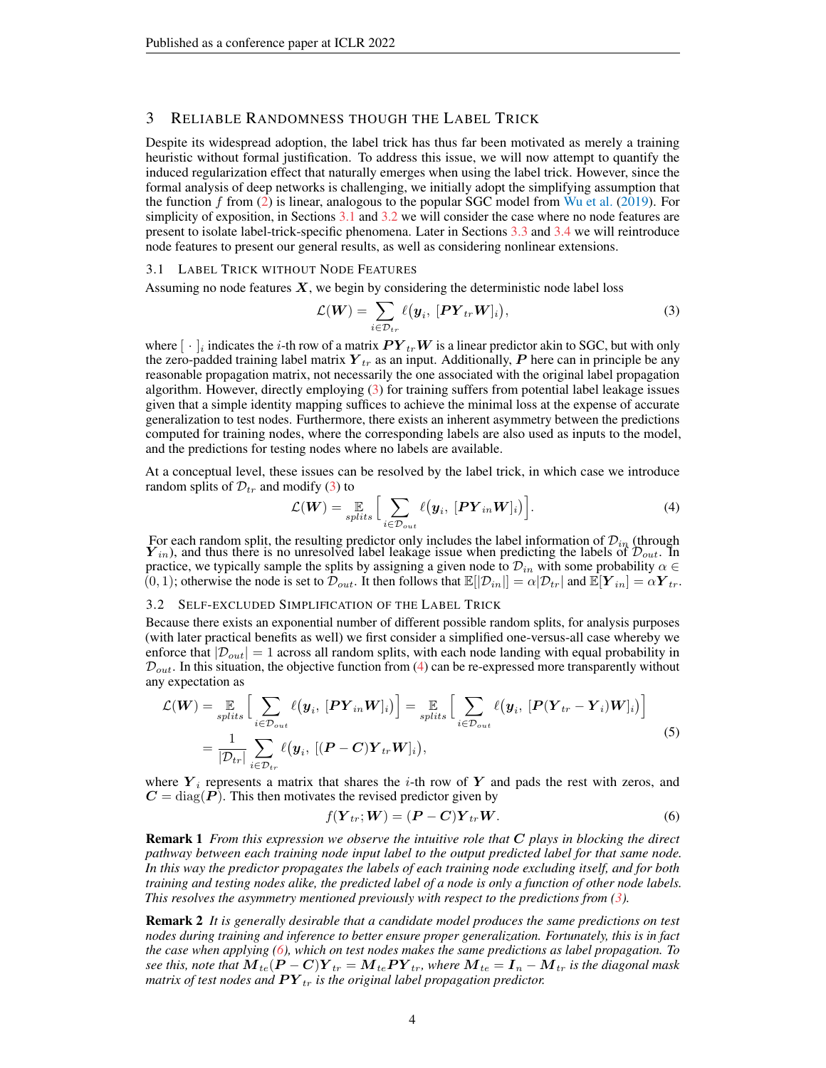## 3 Reliable Randomness though the Label Trick

Despite its widespread adoption, the label trick has thus far been motivated as merely a training heuristic without formal justification. To address this issue, we will now attempt to quantify the induced regularization effect that naturally emerges when using the label trick. However, since the formal analysis of deep networks is challenging, we initially adopt the simplifying assumption that the function $f$ from (2) is linear, analogous to the popular SGC model from Wu et al. (2019). For simplicity of exposition, in Sections 3.1 and 3.2 we will consider the case where no node features are present to isolate label-trick-specific phenomena. Later in Sections 3.3 and 3.4 we will reintroduce node features to present our general results, as well as considering nonlinear extensions.

### 3.1 Label Trick without Node Features

Assuming no node features $\boldsymbol{X}$, we begin by considering the deterministic node label loss

$$\mathcal{L}(\boldsymbol{W}) = \sum_{i \in \mathcal{D}_{tr}} \ell\big(\boldsymbol{y}_i,\ [\boldsymbol{P}\boldsymbol{Y}_{tr}\boldsymbol{W}]_i\big), \tag{3}$$

where $[\,\cdot\,]_i$ indicates the $i$-th row of a matrix $\boldsymbol{P}\boldsymbol{Y}_{tr}\boldsymbol{W}$ is a linear predictor akin to SGC, but with only the zero-padded training label matrix $\boldsymbol{Y}_{tr}$ as an input. Additionally, $\boldsymbol{P}$ here can in principle be any reasonable propagation matrix, not necessarily the one associated with the original label propagation algorithm. However, directly employing (3) for training suffers from potential label leakage issues given that a simple identity mapping suffices to achieve the minimal loss at the expense of accurate generalization to test nodes. Furthermore, there exists an inherent asymmetry between the predictions computed for training nodes, where the corresponding labels are also used as inputs to the model, and the predictions for testing nodes where no labels are available.

At a conceptual level, these issues can be resolved by the label trick, in which case we introduce random splits of $\mathcal{D}_{tr}$ and modify (3) to

$$\mathcal{L}(\boldsymbol{W}) = \mathop{\mathbb{E}}_{splits}\Big[\sum_{i \in \mathcal{D}_{out}} \ell\big(\boldsymbol{y}_i,\ [\boldsymbol{P}\boldsymbol{Y}_{in}\boldsymbol{W}]_i\big)\Big]. \tag{4}$$

For each random split, the resulting predictor only includes the label information of $\mathcal{D}_{in}$ (through $\boldsymbol{Y}_{in}$), and thus there is no unresolved label leakage issue when predicting the labels of $\mathcal{D}_{out}$. In practice, we typically sample the splits by assigning a given node to $\mathcal{D}_{in}$ with some probability $\alpha \in (0, 1)$; otherwise the node is set to $\mathcal{D}_{out}$. It then follows that $\mathbb{E}[|\mathcal{D}_{in}|] = \alpha|\mathcal{D}_{tr}|$ and $\mathbb{E}[\boldsymbol{Y}_{in}] = \alpha\boldsymbol{Y}_{tr}$.

### 3.2 Self-excluded Simplification of the Label Trick

Because there exists an exponential number of different possible random splits, for analysis purposes (with later practical benefits as well) we first consider a simplified one-versus-all case whereby we enforce that $|\mathcal{D}_{out}| = 1$ across all random splits, with each node landing with equal probability in $\mathcal{D}_{out}$. In this situation, the objective function from (4) can be re-expressed more transparently without any expectation as

$$\begin{aligned}\mathcal{L}(\boldsymbol{W}) &= \mathop{\mathbb{E}}_{splits}\Big[\sum_{i \in \mathcal{D}_{out}} \ell\big(\boldsymbol{y}_i,\ [\boldsymbol{P}\boldsymbol{Y}_{in}\boldsymbol{W}]_i\big)\Big] = \mathop{\mathbb{E}}_{splits}\Big[\sum_{i \in \mathcal{D}_{out}} \ell\big(\boldsymbol{y}_i,\ [\boldsymbol{P}(\boldsymbol{Y}_{tr} - \boldsymbol{Y}_i)\boldsymbol{W}]_i\big)\Big] \\ &= \frac{1}{|\mathcal{D}_{tr}|}\sum_{i \in \mathcal{D}_{tr}} \ell\big(\boldsymbol{y}_i,\ [(\boldsymbol{P} - \boldsymbol{C})\boldsymbol{Y}_{tr}\boldsymbol{W}]_i\big),\end{aligned} \tag{5}$$

where $\boldsymbol{Y}_i$ represents a matrix that shares the $i$-th row of $\boldsymbol{Y}$ and pads the rest with zeros, and $\boldsymbol{C} = \text{diag}(\boldsymbol{P})$. This then motivates the revised predictor given by

$$f(\boldsymbol{Y}_{tr}; \boldsymbol{W}) = (\boldsymbol{P} - \boldsymbol{C})\boldsymbol{Y}_{tr}\boldsymbol{W}. \tag{6}$$

**Remark 1** *From this expression we observe the intuitive role that $\boldsymbol{C}$ plays in blocking the direct pathway between each training node input label to the output predicted label for that same node. In this way the predictor propagates the labels of each training node excluding itself, and for both training and testing nodes alike, the predicted label of a node is only a function of other node labels. This resolves the asymmetry mentioned previously with respect to the predictions from (3).*

**Remark 2** *It is generally desirable that a candidate model produces the same predictions on test nodes during training and inference to better ensure proper generalization. Fortunately, this is in fact the case when applying (6), which on test nodes makes the same predictions as label propagation. To see this, note that $\boldsymbol{M}_{te}(\boldsymbol{P} - \boldsymbol{C})\boldsymbol{Y}_{tr} = \boldsymbol{M}_{te}\boldsymbol{P}\boldsymbol{Y}_{tr}$, where $\boldsymbol{M}_{te} = \boldsymbol{I}_n - \boldsymbol{M}_{tr}$ is the diagonal mask matrix of test nodes and $\boldsymbol{P}\boldsymbol{Y}_{tr}$ is the original label propagation predictor.*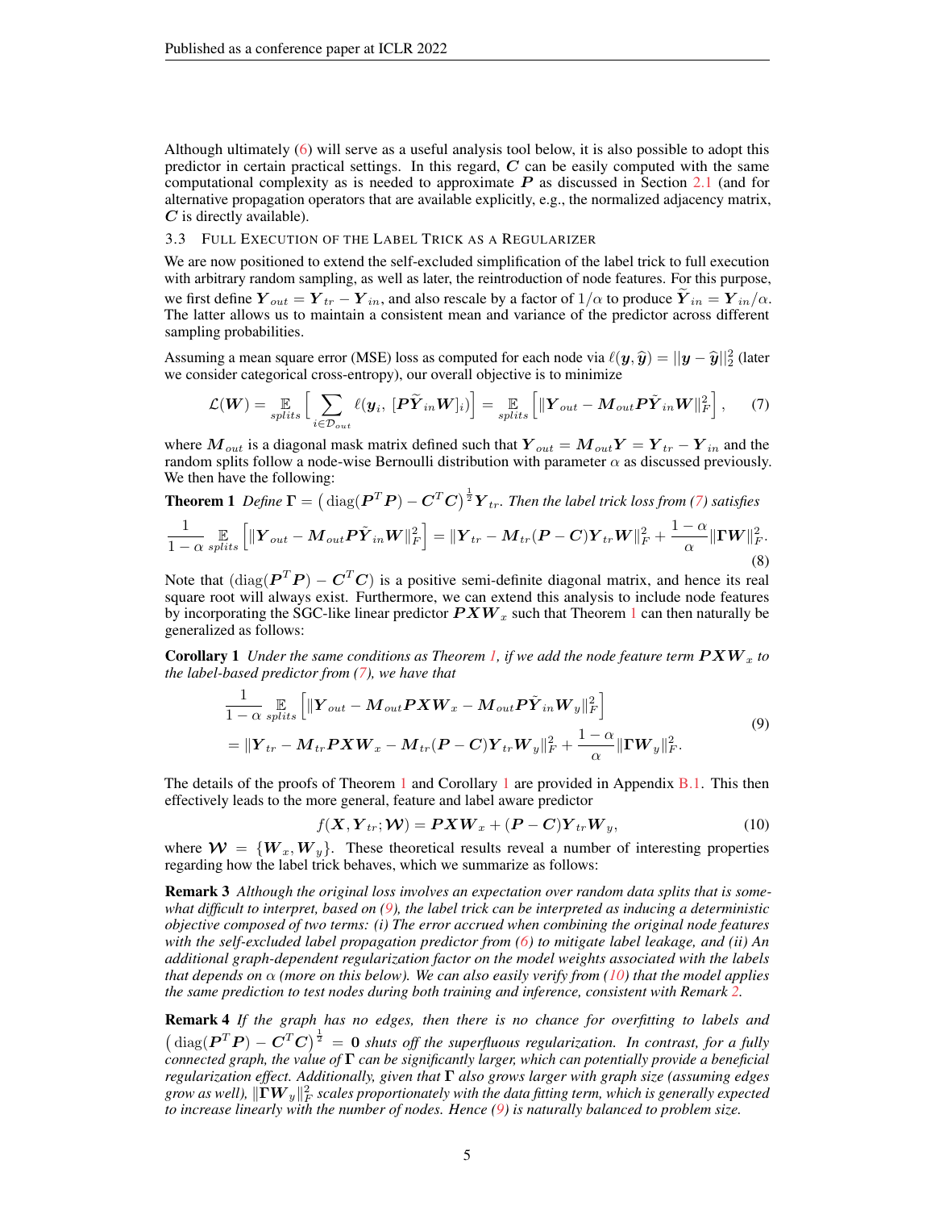Although ultimately (6) will serve as a useful analysis tool below, it is also possible to adopt this predictor in certain practical settings. In this regard, $\boldsymbol{C}$ can be easily computed with the same computational complexity as is needed to approximate $\boldsymbol{P}$ as discussed in Section 2.1 (and for alternative propagation operators that are available explicitly, e.g., the normalized adjacency matrix, $\boldsymbol{C}$ is directly available).

### 3.3 Full Execution of the Label Trick as a Regularizer

We are now positioned to extend the self-excluded simplification of the label trick to full execution with arbitrary random sampling, as well as later, the reintroduction of node features. For this purpose, we first define $\boldsymbol{Y}_{out} = \boldsymbol{Y}_{tr} - \boldsymbol{Y}_{in}$, and also rescale by a factor of $1/\alpha$ to produce $\widetilde{\boldsymbol{Y}}_{in} = \boldsymbol{Y}_{in}/\alpha$. The latter allows us to maintain a consistent mean and variance of the predictor across different sampling probabilities.

Assuming a mean square error (MSE) loss as computed for each node via $\ell(\boldsymbol{y}, \widehat{\boldsymbol{y}}) = ||\boldsymbol{y} - \widehat{\boldsymbol{y}}||_2^2$ (later we consider categorical cross-entropy), our overall objective is to minimize

$$\mathcal{L}(\boldsymbol{W}) = \mathop{\mathbb{E}}_{splits} \Big[ \sum_{i \in \mathcal{D}_{out}} \ell(\boldsymbol{y}_i, \, [\boldsymbol{P}\widetilde{\boldsymbol{Y}}_{in}\boldsymbol{W}]_i) \Big] = \mathop{\mathbb{E}}_{splits} \Big[ \|\boldsymbol{Y}_{out} - \boldsymbol{M}_{out}\boldsymbol{P}\tilde{\boldsymbol{Y}}_{in}\boldsymbol{W}\|_F^2 \Big], \quad (7)$$

where $\boldsymbol{M}_{out}$ is a diagonal mask matrix defined such that $\boldsymbol{Y}_{out} = \boldsymbol{M}_{out}\boldsymbol{Y} = \boldsymbol{Y}_{tr} - \boldsymbol{Y}_{in}$ and the random splits follow a node-wise Bernoulli distribution with parameter $\alpha$ as discussed previously. We then have the following:

**Theorem 1** *Define* $\boldsymbol{\Gamma} = \big(\operatorname{diag}(\boldsymbol{P}^T\boldsymbol{P}) - \boldsymbol{C}^T\boldsymbol{C}\big)^{\frac{1}{2}}\boldsymbol{Y}_{tr}$. *Then the label trick loss from (7) satisfies*

$$\frac{1}{1-\alpha}\mathop{\mathbb{E}}_{splits} \Big[ \|\boldsymbol{Y}_{out} - \boldsymbol{M}_{out}\boldsymbol{P}\tilde{\boldsymbol{Y}}_{in}\boldsymbol{W}\|_F^2 \Big] = \|\boldsymbol{Y}_{tr} - \boldsymbol{M}_{tr}(\boldsymbol{P} - \boldsymbol{C})\boldsymbol{Y}_{tr}\boldsymbol{W}\|_F^2 + \frac{1-\alpha}{\alpha}\|\boldsymbol{\Gamma}\boldsymbol{W}\|_F^2. \quad (8)$$

Note that $(\operatorname{diag}(\boldsymbol{P}^T\boldsymbol{P}) - \boldsymbol{C}^T\boldsymbol{C})$ is a positive semi-definite diagonal matrix, and hence its real square root will always exist. Furthermore, we can extend this analysis to include node features by incorporating the SGC-like linear predictor $\boldsymbol{P}\boldsymbol{X}\boldsymbol{W}_x$ such that Theorem 1 can then naturally be generalized as follows:

**Corollary 1** *Under the same conditions as Theorem 1, if we add the node feature term* $\boldsymbol{P}\boldsymbol{X}\boldsymbol{W}_x$ *to the label-based predictor from (7), we have that*

$$\begin{aligned} &\frac{1}{1-\alpha}\mathop{\mathbb{E}}_{splits} \Big[ \|\boldsymbol{Y}_{out} - \boldsymbol{M}_{out}\boldsymbol{P}\boldsymbol{X}\boldsymbol{W}_x - \boldsymbol{M}_{out}\boldsymbol{P}\tilde{\boldsymbol{Y}}_{in}\boldsymbol{W}_y\|_F^2 \Big] \\ &= \|\boldsymbol{Y}_{tr} - \boldsymbol{M}_{tr}\boldsymbol{P}\boldsymbol{X}\boldsymbol{W}_x - \boldsymbol{M}_{tr}(\boldsymbol{P} - \boldsymbol{C})\boldsymbol{Y}_{tr}\boldsymbol{W}_y\|_F^2 + \frac{1-\alpha}{\alpha}\|\boldsymbol{\Gamma}\boldsymbol{W}_y\|_F^2. \end{aligned} \quad (9)$$

The details of the proofs of Theorem 1 and Corollary 1 are provided in Appendix B.1. This then effectively leads to the more general, feature and label aware predictor

$$f(\boldsymbol{X}, \boldsymbol{Y}_{tr}; \boldsymbol{\mathcal{W}}) = \boldsymbol{P}\boldsymbol{X}\boldsymbol{W}_x + (\boldsymbol{P} - \boldsymbol{C})\boldsymbol{Y}_{tr}\boldsymbol{W}_y, \quad (10)$$

where $\boldsymbol{\mathcal{W}} = \{\boldsymbol{W}_x, \boldsymbol{W}_y\}$. These theoretical results reveal a number of interesting properties regarding how the label trick behaves, which we summarize as follows:

**Remark 3** *Although the original loss involves an expectation over random data splits that is somewhat difficult to interpret, based on (9), the label trick can be interpreted as inducing a deterministic objective composed of two terms: (i) The error accrued when combining the original node features with the self-excluded label propagation predictor from (6) to mitigate label leakage, and (ii) An additional graph-dependent regularization factor on the model weights associated with the labels that depends on* $\alpha$ *(more on this below). We can also easily verify from (10) that the model applies the same prediction to test nodes during both training and inference, consistent with Remark 2.*

**Remark 4** *If the graph has no edges, then there is no chance for overfitting to labels and* $\big(\operatorname{diag}(\boldsymbol{P}^T\boldsymbol{P}) - \boldsymbol{C}^T\boldsymbol{C}\big)^{\frac{1}{2}} = \boldsymbol{0}$ *shuts off the superfluous regularization. In contrast, for a fully connected graph, the value of* $\boldsymbol{\Gamma}$ *can be significantly larger, which can potentially provide a beneficial regularization effect. Additionally, given that* $\boldsymbol{\Gamma}$ *also grows larger with graph size (assuming edges grow as well),* $\|\boldsymbol{\Gamma}\boldsymbol{W}_y\|_F^2$ *scales proportionately with the data fitting term, which is generally expected to increase linearly with the number of nodes. Hence (9) is naturally balanced to problem size.*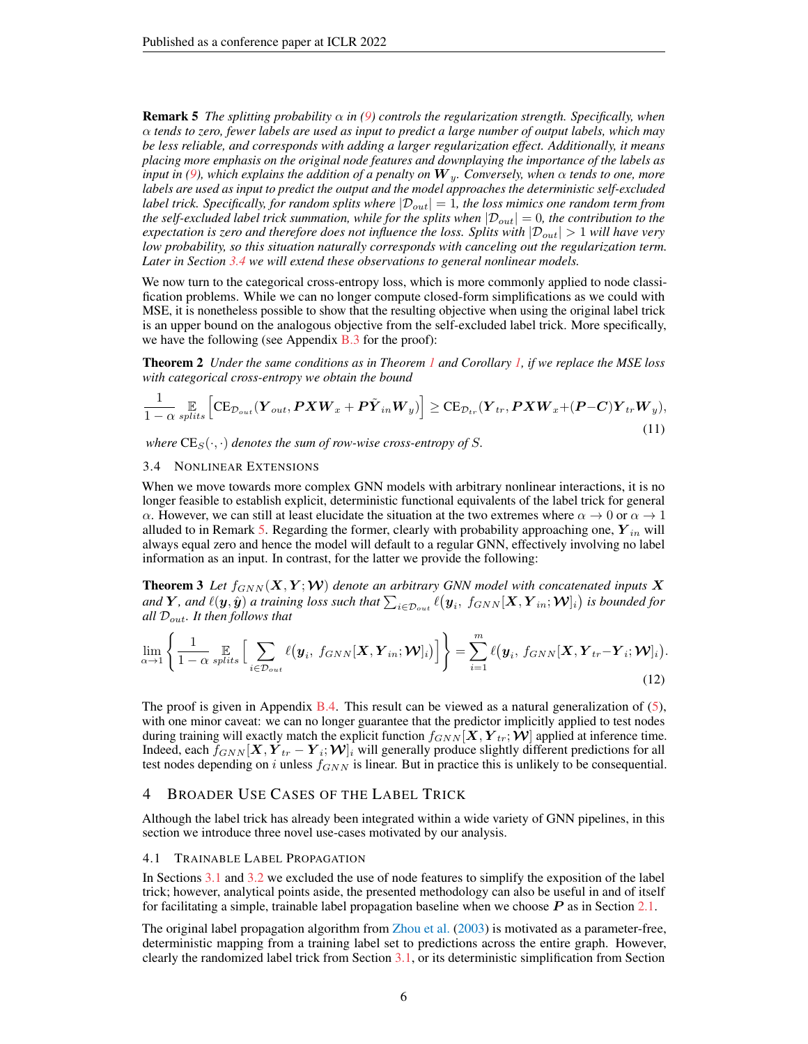**Remark 5** *The splitting probability $\alpha$ in (9) controls the regularization strength. Specifically, when $\alpha$ tends to zero, fewer labels are used as input to predict a large number of output labels, which may be less reliable, and corresponds with adding a larger regularization effect. Additionally, it means placing more emphasis on the original node features and downplaying the importance of the labels as input in (9), which explains the addition of a penalty on $\boldsymbol{W}_y$. Conversely, when $\alpha$ tends to one, more labels are used as input to predict the output and the model approaches the deterministic self-excluded label trick. Specifically, for random splits where $|\mathcal{D}_{out}| = 1$, the loss mimics one random term from the self-excluded label trick summation, while for the splits when $|\mathcal{D}_{out}| = 0$, the contribution to the expectation is zero and therefore does not influence the loss. Splits with $|\mathcal{D}_{out}| > 1$ will have very low probability, so this situation naturally corresponds with canceling out the regularization term. Later in Section 3.4 we will extend these observations to general nonlinear models.*

We now turn to the categorical cross-entropy loss, which is more commonly applied to node classification problems. While we can no longer compute closed-form simplifications as we could with MSE, it is nonetheless possible to show that the resulting objective when using the original label trick is an upper bound on the analogous objective from the self-excluded label trick. More specifically, we have the following (see Appendix B.3 for the proof):

**Theorem 2** *Under the same conditions as in Theorem 1 and Corollary 1, if we replace the MSE loss with categorical cross-entropy we obtain the bound*

$$\frac{1}{1-\alpha} \mathop{\mathbb{E}}_{splits} \left[ \mathrm{CE}_{\mathcal{D}_{out}}(\boldsymbol{Y}_{out}, \boldsymbol{P}\boldsymbol{X}\boldsymbol{W}_x + \boldsymbol{P}\tilde{\boldsymbol{Y}}_{in}\boldsymbol{W}_y) \right] \geq \mathrm{CE}_{\mathcal{D}_{tr}}(\boldsymbol{Y}_{tr}, \boldsymbol{P}\boldsymbol{X}\boldsymbol{W}_x + (\boldsymbol{P}-\boldsymbol{C})\boldsymbol{Y}_{tr}\boldsymbol{W}_y), \tag{11}$$

*where $\mathrm{CE}_S(\cdot,\cdot)$ denotes the sum of row-wise cross-entropy of $S$.*

### 3.4 Nonlinear Extensions

When we move towards more complex GNN models with arbitrary nonlinear interactions, it is no longer feasible to establish explicit, deterministic functional equivalents of the label trick for general $\alpha$. However, we can still at least elucidate the situation at the two extremes where $\alpha \to 0$ or $\alpha \to 1$ alluded to in Remark 5. Regarding the former, clearly with probability approaching one, $\boldsymbol{Y}_{in}$ will always equal zero and hence the model will default to a regular GNN, effectively involving no label information as an input. In contrast, for the latter we provide the following:

**Theorem 3** *Let $f_{GNN}(\boldsymbol{X}, \boldsymbol{Y}; \boldsymbol{\mathcal{W}})$ denote an arbitrary GNN model with concatenated inputs $\boldsymbol{X}$ and $\boldsymbol{Y}$, and $\ell(\boldsymbol{y}, \hat{\boldsymbol{y}})$ a training loss such that $\sum_{i \in \mathcal{D}_{out}} \ell(\boldsymbol{y}_i,\ f_{GNN}[\boldsymbol{X}, \boldsymbol{Y}_{in}; \boldsymbol{\mathcal{W}}]_i)$ is bounded for all $\mathcal{D}_{out}$. It then follows that*

$$\lim_{\alpha \to 1} \left\{ \frac{1}{1-\alpha} \mathop{\mathbb{E}}_{splits} \left[ \sum_{i \in \mathcal{D}_{out}} \ell(\boldsymbol{y}_i,\ f_{GNN}[\boldsymbol{X}, \boldsymbol{Y}_{in}; \boldsymbol{\mathcal{W}}]_i) \right] \right\} = \sum_{i=1}^{m} \ell(\boldsymbol{y}_i,\ f_{GNN}[\boldsymbol{X}, \boldsymbol{Y}_{tr} - \boldsymbol{Y}_i; \boldsymbol{\mathcal{W}}]_i). \tag{12}$$

The proof is given in Appendix B.4. This result can be viewed as a natural generalization of (5), with one minor caveat: we can no longer guarantee that the predictor implicitly applied to test nodes during training will exactly match the explicit function $f_{GNN}[\boldsymbol{X}, \boldsymbol{Y}_{tr}; \boldsymbol{\mathcal{W}}]$ applied at inference time. Indeed, each $f_{GNN}[\boldsymbol{X}, \boldsymbol{Y}_{tr} - \boldsymbol{Y}_i; \boldsymbol{\mathcal{W}}]_i$ will generally produce slightly different predictions for all test nodes depending on $i$ unless $f_{GNN}$ is linear. But in practice this is unlikely to be consequential.

## 4 Broader Use Cases of the Label Trick

Although the label trick has already been integrated within a wide variety of GNN pipelines, in this section we introduce three novel use-cases motivated by our analysis.

### 4.1 Trainable Label Propagation

In Sections 3.1 and 3.2 we excluded the use of node features to simplify the exposition of the label trick; however, analytical points aside, the presented methodology can also be useful in and of itself for facilitating a simple, trainable label propagation baseline when we choose $\boldsymbol{P}$ as in Section 2.1.

The original label propagation algorithm from Zhou et al. (2003) is motivated as a parameter-free, deterministic mapping from a training label set to predictions across the entire graph. However, clearly the randomized label trick from Section 3.1, or its deterministic simplification from Section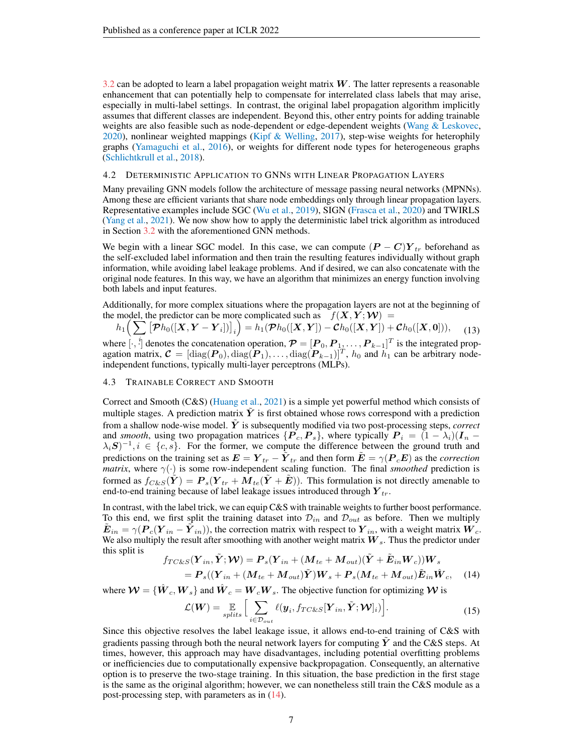3.2 can be adopted to learn a label propagation weight matrix $\boldsymbol{W}$. The latter represents a reasonable enhancement that can potentially help to compensate for interrelated class labels that may arise, especially in multi-label settings. In contrast, the original label propagation algorithm implicitly assumes that different classes are independent. Beyond this, other entry points for adding trainable weights are also feasible such as node-dependent or edge-dependent weights (Wang & Leskovec, 2020), nonlinear weighted mappings (Kipf & Welling, 2017), step-wise weights for heterophily graphs (Yamaguchi et al., 2016), or weights for different node types for heterogeneous graphs (Schlichtkrull et al., 2018).

### 4.2 Deterministic Application to GNNs with Linear Propagation Layers

Many prevailing GNN models follow the architecture of message passing neural networks (MPNNs). Among these are efficient variants that share node embeddings only through linear propagation layers. Representative examples include SGC (Wu et al., 2019), SIGN (Frasca et al., 2020) and TWIRLS (Yang et al., 2021). We now show how to apply the deterministic label trick algorithm as introduced in Section 3.2 with the aforementioned GNN methods.

We begin with a linear SGC model. In this case, we can compute $(\boldsymbol{P} - \boldsymbol{C})\boldsymbol{Y}_{tr}$ beforehand as the self-excluded label information and then train the resulting features individually without graph information, while avoiding label leakage problems. And if desired, we can also concatenate with the original node features. In this way, we have an algorithm that minimizes an energy function involving both labels and input features.

Additionally, for more complex situations where the propagation layers are not at the beginning of the model, the predictor can be more complicated such as $f(\boldsymbol{X}, \boldsymbol{Y}; \boldsymbol{\mathcal{W}}) =$

$$h_1\Big(\sum \left[\boldsymbol{\mathcal{P}} h_0([\boldsymbol{X}, \boldsymbol{Y} - \boldsymbol{Y}_i])\right]_i\Big) = h_1(\boldsymbol{\mathcal{P}} h_0([\boldsymbol{X}, \boldsymbol{Y}]) - \boldsymbol{\mathcal{C}} h_0([\boldsymbol{X}, \boldsymbol{Y}]) + \boldsymbol{\mathcal{C}} h_0([\boldsymbol{X}, \boldsymbol{0}])), \quad (13)$$

where $[\cdot, \cdot]$ denotes the concatenation operation, $\boldsymbol{\mathcal{P}} = [\boldsymbol{P}_0, \boldsymbol{P}_1, \ldots, \boldsymbol{P}_{k-1}]^T$ is the integrated propagation matrix, $\boldsymbol{\mathcal{C}} = [\mathrm{diag}(\boldsymbol{P}_0), \mathrm{diag}(\boldsymbol{P}_1), \ldots, \mathrm{diag}(\boldsymbol{P}_{k-1})]^T$, $h_0$ and $h_1$ can be arbitrary node-independent functions, typically multi-layer perceptrons (MLPs).

### 4.3 Trainable Correct and Smooth

Correct and Smooth (C&S) (Huang et al., 2021) is a simple yet powerful method which consists of multiple stages. A prediction matrix $\tilde{\boldsymbol{Y}}$ is first obtained whose rows correspond with a prediction from a shallow node-wise model. $\tilde{\boldsymbol{Y}}$ is subsequently modified via two post-processing steps, *correct* and *smooth*, using two propagation matrices $\{\boldsymbol{P}_c, \boldsymbol{P}_s\}$, where typically $\boldsymbol{P}_i = (1 - \lambda_i)(\boldsymbol{I}_n - \lambda_i \boldsymbol{S})^{-1}, i \in \{c, s\}$. For the former, we compute the difference between the ground truth and predictions on the training set as $\boldsymbol{E} = \boldsymbol{Y}_{tr} - \tilde{\boldsymbol{Y}}_{tr}$ and then form $\tilde{\boldsymbol{E}} = \gamma(\boldsymbol{P}_c \boldsymbol{E})$ as the *correction matrix*, where $\gamma(\cdot)$ is some row-independent scaling function. The final *smoothed* prediction is formed as $f_{C\&S}(\tilde{\boldsymbol{Y}}) = \boldsymbol{P}_s(\boldsymbol{Y}_{tr} + \boldsymbol{M}_{te}(\tilde{\boldsymbol{Y}} + \tilde{\boldsymbol{E}}))$. This formulation is not directly amenable to end-to-end training because of label leakage issues introduced through $\boldsymbol{Y}_{tr}$.

In contrast, with the label trick, we can equip C&S with trainable weights to further boost performance. To this end, we first split the training dataset into $\mathcal{D}_{in}$ and $\mathcal{D}_{out}$ as before. Then we multiply $\tilde{\boldsymbol{E}}_{in} = \gamma(\boldsymbol{P}_c(\boldsymbol{Y}_{in} - \tilde{\boldsymbol{Y}}_{in}))$, the correction matrix with respect to $\boldsymbol{Y}_{in}$, with a weight matrix $\boldsymbol{W}_c$. We also multiply the result after smoothing with another weight matrix $\boldsymbol{W}_s$. Thus the predictor under this split is

$$\begin{aligned} f_{TC\&S}(\boldsymbol{Y}_{in}, \tilde{\boldsymbol{Y}}; \boldsymbol{\mathcal{W}}) &= \boldsymbol{P}_s(\boldsymbol{Y}_{in} + (\boldsymbol{M}_{te} + \boldsymbol{M}_{out})(\tilde{\boldsymbol{Y}} + \tilde{\boldsymbol{E}}_{in}\boldsymbol{W}_c))\boldsymbol{W}_s \\ &= \boldsymbol{P}_s((\boldsymbol{Y}_{in} + (\boldsymbol{M}_{te} + \boldsymbol{M}_{out})\tilde{\boldsymbol{Y}})\boldsymbol{W}_s + \boldsymbol{P}_s(\boldsymbol{M}_{te} + \boldsymbol{M}_{out})\tilde{\boldsymbol{E}}_{in}\hat{\boldsymbol{W}}_c, \end{aligned} \quad (14)$$

where $\boldsymbol{\mathcal{W}} = \{\hat{\boldsymbol{W}}_c, \boldsymbol{W}_s\}$ and $\hat{\boldsymbol{W}}_c = \boldsymbol{W}_c \boldsymbol{W}_s$. The objective function for optimizing $\boldsymbol{\mathcal{W}}$ is

$$\mathcal{L}(\boldsymbol{W}) = \mathop{\mathbb{E}}_{splits}\Big[\sum_{i \in \mathcal{D}_{out}} \ell(\boldsymbol{y}_i, f_{TC\&S}[\boldsymbol{Y}_{in}, \tilde{\boldsymbol{Y}}; \boldsymbol{\mathcal{W}}]_i)\Big]. \quad (15)$$

Since this objective resolves the label leakage issue, it allows end-to-end training of C&S with gradients passing through both the neural network layers for computing $\tilde{\boldsymbol{Y}}$ and the C&S steps. At times, however, this approach may have disadvantages, including potential overfitting problems or inefficiencies due to computationally expensive backpropagation. Consequently, an alternative option is to preserve the two-stage training. In this situation, the base prediction in the first stage is the same as the original algorithm; however, we can nonetheless still train the C&S module as a post-processing step, with parameters as in (14).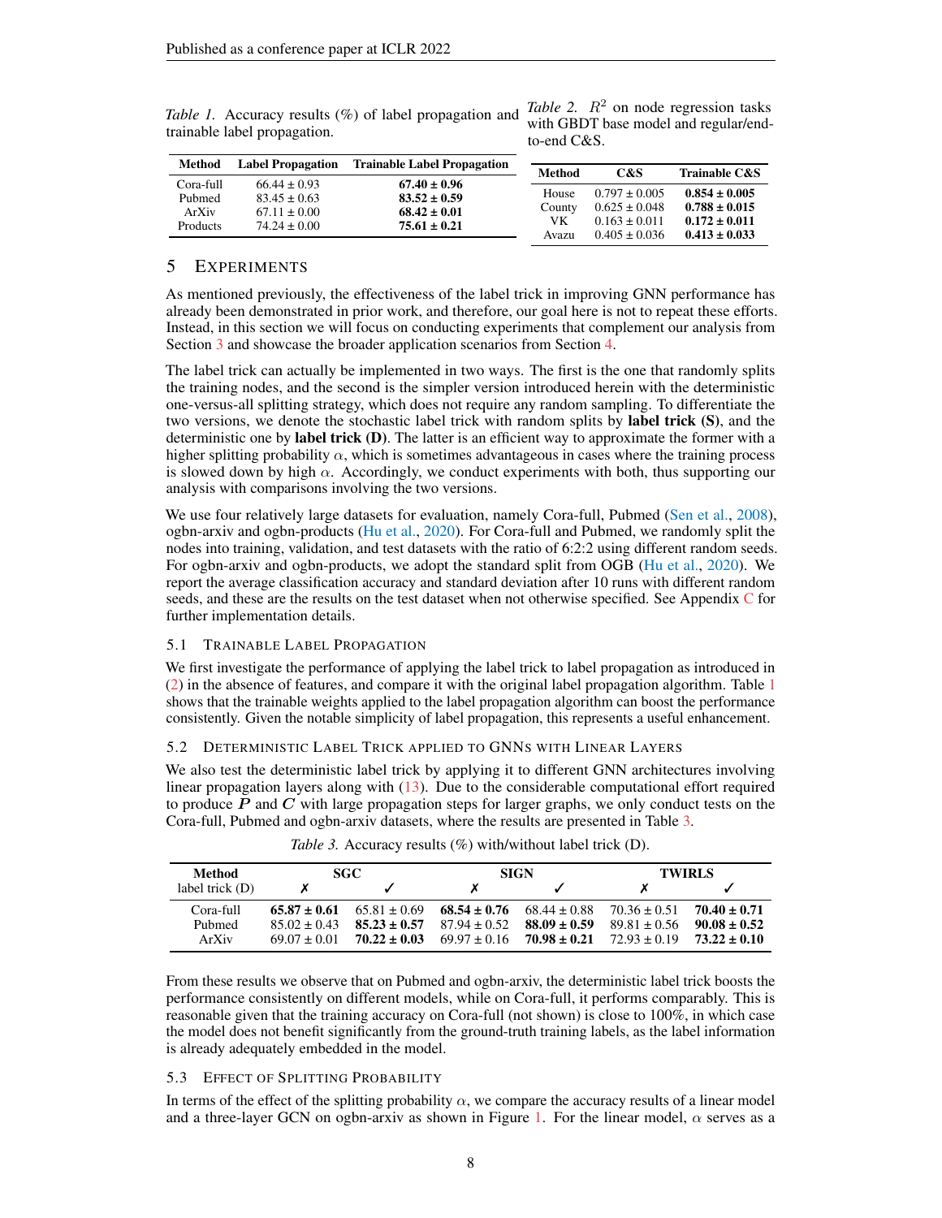*Table 1.* Accuracy results (%) of label propagation and trainable label propagation.

| Method | Label Propagation | Trainable Label Propagation |
|---|---|---|
| Cora-full | 66.44 ± 0.93 | **67.40 ± 0.96** |
| Pubmed | 83.45 ± 0.63 | **83.52 ± 0.59** |
| ArXiv | 67.11 ± 0.00 | **68.42 ± 0.01** |
| Products | 74.24 ± 0.00 | **75.61 ± 0.21** |

*Table 2.* $R^2$ on node regression tasks with GBDT base model and regular/end-to-end C&S.

| Method | C&S | Trainable C&S |
|---|---|---|
| House | 0.797 ± 0.005 | **0.854 ± 0.005** |
| County | 0.625 ± 0.048 | **0.788 ± 0.015** |
| VK | 0.163 ± 0.011 | **0.172 ± 0.011** |
| Avazu | 0.405 ± 0.036 | **0.413 ± 0.033** |

## 5 Experiments

As mentioned previously, the effectiveness of the label trick in improving GNN performance has already been demonstrated in prior work, and therefore, our goal here is not to repeat these efforts. Instead, in this section we will focus on conducting experiments that complement our analysis from Section 3 and showcase the broader application scenarios from Section 4.

The label trick can actually be implemented in two ways. The first is the one that randomly splits the training nodes, and the second is the simpler version introduced herein with the deterministic one-versus-all splitting strategy, which does not require any random sampling. To differentiate the two versions, we denote the stochastic label trick with random splits by **label trick (S)**, and the deterministic one by **label trick (D)**. The latter is an efficient way to approximate the former with a higher splitting probability $\alpha$, which is sometimes advantageous in cases where the training process is slowed down by high $\alpha$. Accordingly, we conduct experiments with both, thus supporting our analysis with comparisons involving the two versions.

We use four relatively large datasets for evaluation, namely Cora-full, Pubmed (Sen et al., 2008), ogbn-arxiv and ogbn-products (Hu et al., 2020). For Cora-full and Pubmed, we randomly split the nodes into training, validation, and test datasets with the ratio of 6:2:2 using different random seeds. For ogbn-arxiv and ogbn-products, we adopt the standard split from OGB (Hu et al., 2020). We report the average classification accuracy and standard deviation after 10 runs with different random seeds, and these are the results on the test dataset when not otherwise specified. See Appendix C for further implementation details.

### 5.1 Trainable Label Propagation

We first investigate the performance of applying the label trick to label propagation as introduced in (2) in the absence of features, and compare it with the original label propagation algorithm. Table 1 shows that the trainable weights applied to the label propagation algorithm can boost the performance consistently. Given the notable simplicity of label propagation, this represents a useful enhancement.

### 5.2 Deterministic Label Trick Applied to GNNs with Linear Layers

We also test the deterministic label trick by applying it to different GNN architectures involving linear propagation layers along with (13). Due to the considerable computational effort required to produce $\boldsymbol{P}$ and $\boldsymbol{C}$ with large propagation steps for larger graphs, we only conduct tests on the Cora-full, Pubmed and ogbn-arxiv datasets, where the results are presented in Table 3.

*Table 3.* Accuracy results (%) with/without label trick (D).

| Method | SGC | | SIGN | | TWIRLS | |
|---|---|---|---|---|---|---|
| label trick (D) | ✗ | ✓ | ✗ | ✓ | ✗ | ✓ |
| Cora-full | **65.87 ± 0.61** | 65.81 ± 0.69 | **68.54 ± 0.76** | 68.44 ± 0.88 | 70.36 ± 0.51 | **70.40 ± 0.71** |
| Pubmed | 85.02 ± 0.43 | **85.23 ± 0.57** | 87.94 ± 0.52 | **88.09 ± 0.59** | 89.81 ± 0.56 | **90.08 ± 0.52** |
| ArXiv | 69.07 ± 0.01 | **70.22 ± 0.03** | 69.97 ± 0.16 | **70.98 ± 0.21** | 72.93 ± 0.19 | **73.22 ± 0.10** |

From these results we observe that on Pubmed and ogbn-arxiv, the deterministic label trick boosts the performance consistently on different models, while on Cora-full, it performs comparably. This is reasonable given that the training accuracy on Cora-full (not shown) is close to 100%, in which case the model does not benefit significantly from the ground-truth training labels, as the label information is already adequately embedded in the model.

### 5.3 Effect of Splitting Probability

In terms of the effect of the splitting probability $\alpha$, we compare the accuracy results of a linear model and a three-layer GCN on ogbn-arxiv as shown in Figure 1. For the linear model, $\alpha$ serves as a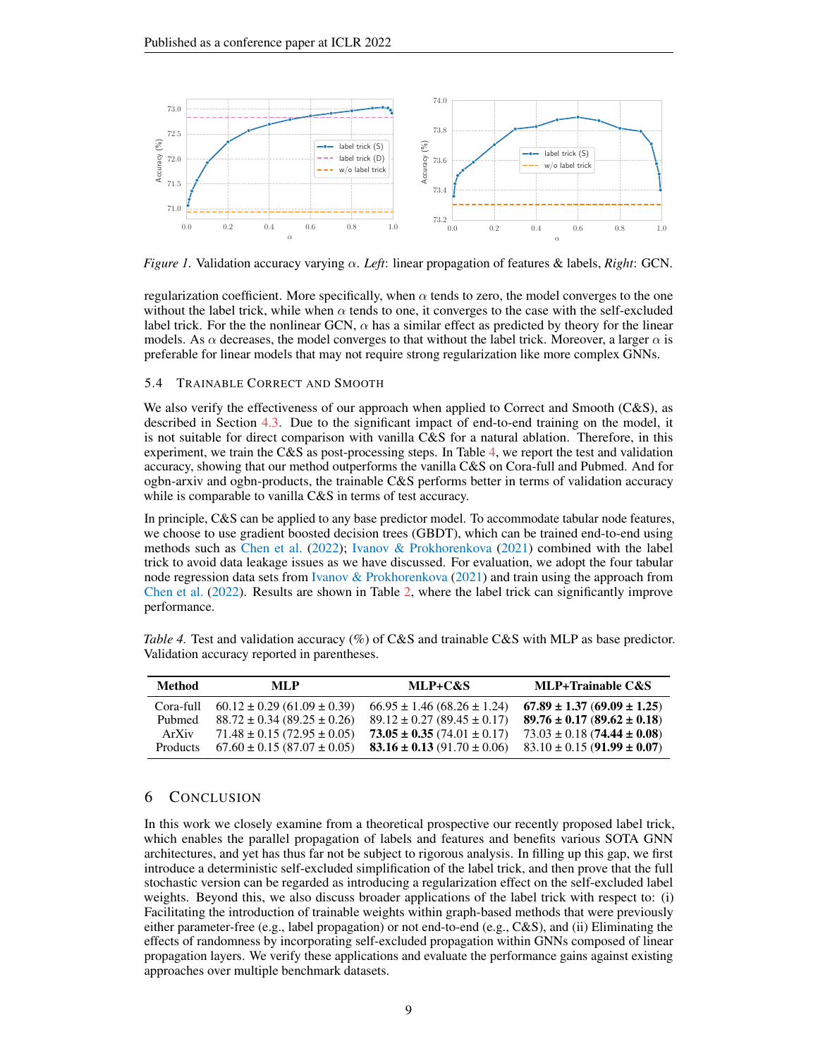*Figure 1.* Validation accuracy varying $\alpha$. *Left*: linear propagation of features & labels, *Right*: GCN.

regularization coefficient. More specifically, when $\alpha$ tends to zero, the model converges to the one without the label trick, while when $\alpha$ tends to one, it converges to the case with the self-excluded label trick. For the the nonlinear GCN, $\alpha$ has a similar effect as predicted by theory for the linear models. As $\alpha$ decreases, the model converges to that without the label trick. Moreover, a larger $\alpha$ is preferable for linear models that may not require strong regularization like more complex GNNs.

### 5.4 Trainable Correct and Smooth

We also verify the effectiveness of our approach when applied to Correct and Smooth (C&S), as described in Section 4.3. Due to the significant impact of end-to-end training on the model, it is not suitable for direct comparison with vanilla C&S for a natural ablation. Therefore, in this experiment, we train the C&S as post-processing steps. In Table 4, we report the test and validation accuracy, showing that our method outperforms the vanilla C&S on Cora-full and Pubmed. And for ogbn-arxiv and ogbn-products, the trainable C&S performs better in terms of validation accuracy while is comparable to vanilla C&S in terms of test accuracy.

In principle, C&S can be applied to any base predictor model. To accommodate tabular node features, we choose to use gradient boosted decision trees (GBDT), which can be trained end-to-end using methods such as Chen et al. (2022); Ivanov & Prokhorenkova (2021) combined with the label trick to avoid data leakage issues as we have discussed. For evaluation, we adopt the four tabular node regression data sets from Ivanov & Prokhorenkova (2021) and train using the approach from Chen et al. (2022). Results are shown in Table 2, where the label trick can significantly improve performance.

*Table 4.* Test and validation accuracy (%) of C&S and trainable C&S with MLP as base predictor. Validation accuracy reported in parentheses.

| Method | MLP | MLP+C&S | MLP+Trainable C&S |
|---|---|---|---|
| Cora-full | 60.12 ± 0.29 (61.09 ± 0.39) | 66.95 ± 1.46 (68.26 ± 1.24) | **67.89 ± 1.37** (**69.09 ± 1.25**) |
| Pubmed | 88.72 ± 0.34 (89.25 ± 0.26) | 89.12 ± 0.27 (89.45 ± 0.17) | **89.76 ± 0.17** (**89.62 ± 0.18**) |
| ArXiv | 71.48 ± 0.15 (72.95 ± 0.05) | **73.05 ± 0.35** (74.01 ± 0.17) | 73.03 ± 0.18 (**74.44 ± 0.08**) |
| Products | 67.60 ± 0.15 (87.07 ± 0.05) | **83.16 ± 0.13** (91.70 ± 0.06) | 83.10 ± 0.15 (**91.99 ± 0.07**) |

## 6 Conclusion

In this work we closely examine from a theoretical prospective our recently proposed label trick, which enables the parallel propagation of labels and features and benefits various SOTA GNN architectures, and yet has thus far not be subject to rigorous analysis. In filling up this gap, we first introduce a deterministic self-excluded simplification of the label trick, and then prove that the full stochastic version can be regarded as introducing a regularization effect on the self-excluded label weights. Beyond this, we also discuss broader applications of the label trick with respect to: (i) Facilitating the introduction of trainable weights within graph-based methods that were previously either parameter-free (e.g., label propagation) or not end-to-end (e.g., C&S), and (ii) Eliminating the effects of randomness by incorporating self-excluded propagation within GNNs composed of linear propagation layers. We verify these applications and evaluate the performance gains against existing approaches over multiple benchmark datasets.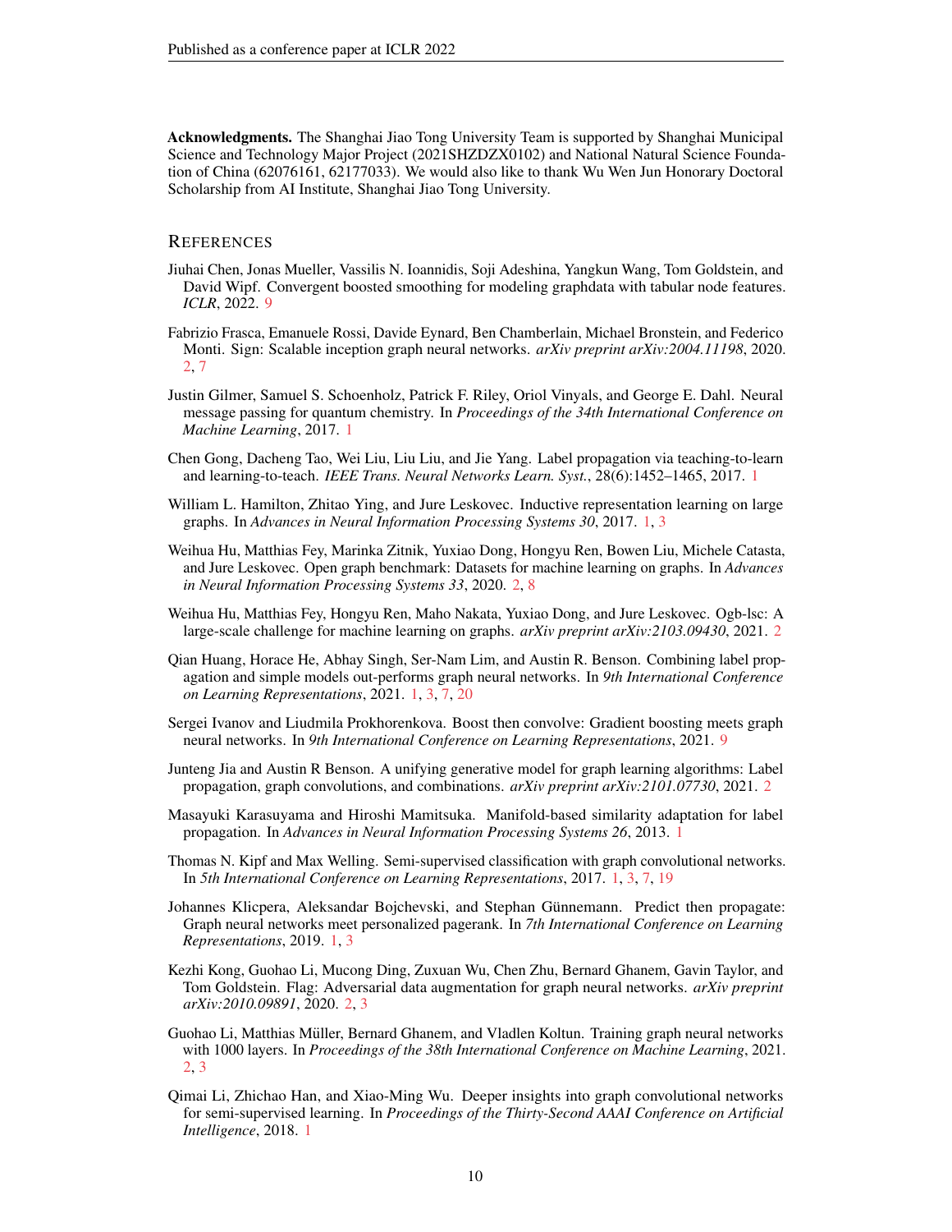**Acknowledgments.** The Shanghai Jiao Tong University Team is supported by Shanghai Municipal Science and Technology Major Project (2021SHZDZX0102) and National Natural Science Foundation of China (62076161, 62177033). We would also like to thank Wu Wen Jun Honorary Doctoral Scholarship from AI Institute, Shanghai Jiao Tong University.

## REFERENCES

Jiuhai Chen, Jonas Mueller, Vassilis N. Ioannidis, Soji Adeshina, Yangkun Wang, Tom Goldstein, and David Wipf. Convergent boosted smoothing for modeling graphdata with tabular node features. *ICLR*, 2022. 9

Fabrizio Frasca, Emanuele Rossi, Davide Eynard, Ben Chamberlain, Michael Bronstein, and Federico Monti. Sign: Scalable inception graph neural networks. *arXiv preprint arXiv:2004.11198*, 2020. 2, 7

Justin Gilmer, Samuel S. Schoenholz, Patrick F. Riley, Oriol Vinyals, and George E. Dahl. Neural message passing for quantum chemistry. In *Proceedings of the 34th International Conference on Machine Learning*, 2017. 1

Chen Gong, Dacheng Tao, Wei Liu, Liu Liu, and Jie Yang. Label propagation via teaching-to-learn and learning-to-teach. *IEEE Trans. Neural Networks Learn. Syst.*, 28(6):1452–1465, 2017. 1

William L. Hamilton, Zhitao Ying, and Jure Leskovec. Inductive representation learning on large graphs. In *Advances in Neural Information Processing Systems 30*, 2017. 1, 3

Weihua Hu, Matthias Fey, Marinka Zitnik, Yuxiao Dong, Hongyu Ren, Bowen Liu, Michele Catasta, and Jure Leskovec. Open graph benchmark: Datasets for machine learning on graphs. In *Advances in Neural Information Processing Systems 33*, 2020. 2, 8

Weihua Hu, Matthias Fey, Hongyu Ren, Maho Nakata, Yuxiao Dong, and Jure Leskovec. Ogb-lsc: A large-scale challenge for machine learning on graphs. *arXiv preprint arXiv:2103.09430*, 2021. 2

Qian Huang, Horace He, Abhay Singh, Ser-Nam Lim, and Austin R. Benson. Combining label propagation and simple models out-performs graph neural networks. In *9th International Conference on Learning Representations*, 2021. 1, 3, 7, 20

Sergei Ivanov and Liudmila Prokhorenkova. Boost then convolve: Gradient boosting meets graph neural networks. In *9th International Conference on Learning Representations*, 2021. 9

Junteng Jia and Austin R Benson. A unifying generative model for graph learning algorithms: Label propagation, graph convolutions, and combinations. *arXiv preprint arXiv:2101.07730*, 2021. 2

Masayuki Karasuyama and Hiroshi Mamitsuka. Manifold-based similarity adaptation for label propagation. In *Advances in Neural Information Processing Systems 26*, 2013. 1

Thomas N. Kipf and Max Welling. Semi-supervised classification with graph convolutional networks. In *5th International Conference on Learning Representations*, 2017. 1, 3, 7, 19

Johannes Klicpera, Aleksandar Bojchevski, and Stephan Günnemann. Predict then propagate: Graph neural networks meet personalized pagerank. In *7th International Conference on Learning Representations*, 2019. 1, 3

Kezhi Kong, Guohao Li, Mucong Ding, Zuxuan Wu, Chen Zhu, Bernard Ghanem, Gavin Taylor, and Tom Goldstein. Flag: Adversarial data augmentation for graph neural networks. *arXiv preprint arXiv:2010.09891*, 2020. 2, 3

Guohao Li, Matthias Müller, Bernard Ghanem, and Vladlen Koltun. Training graph neural networks with 1000 layers. In *Proceedings of the 38th International Conference on Machine Learning*, 2021. 2, 3

Qimai Li, Zhichao Han, and Xiao-Ming Wu. Deeper insights into graph convolutional networks for semi-supervised learning. In *Proceedings of the Thirty-Second AAAI Conference on Artificial Intelligence*, 2018. 1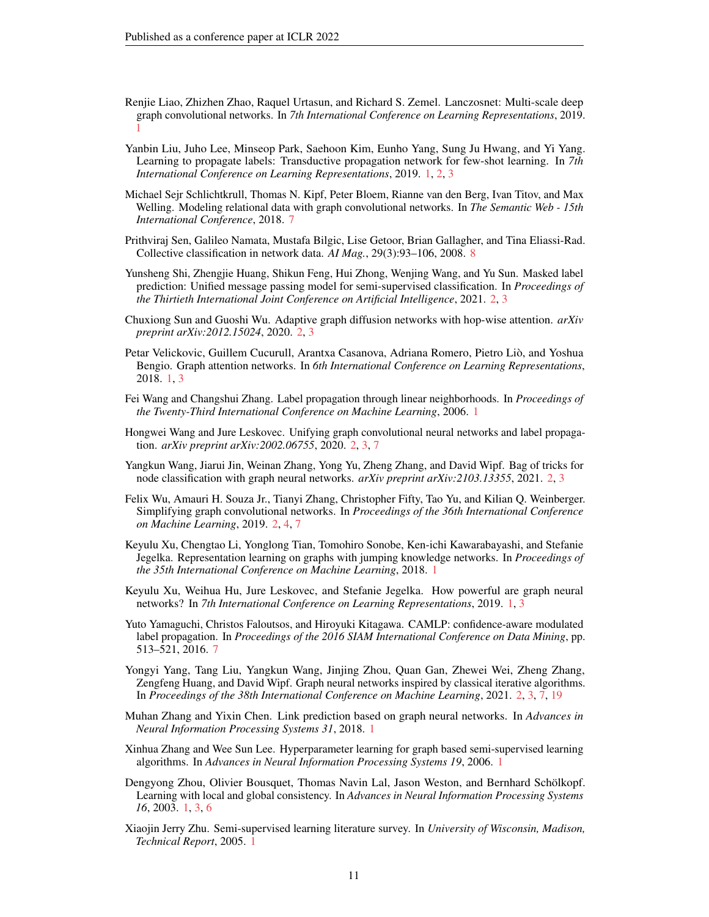Renjie Liao, Zhizhen Zhao, Raquel Urtasun, and Richard S. Zemel. Lanczosnet: Multi-scale deep graph convolutional networks. In *7th International Conference on Learning Representations*, 2019. 1

Yanbin Liu, Juho Lee, Minseop Park, Saehoon Kim, Eunho Yang, Sung Ju Hwang, and Yi Yang. Learning to propagate labels: Transductive propagation network for few-shot learning. In *7th International Conference on Learning Representations*, 2019. 1, 2, 3

Michael Sejr Schlichtkrull, Thomas N. Kipf, Peter Bloem, Rianne van den Berg, Ivan Titov, and Max Welling. Modeling relational data with graph convolutional networks. In *The Semantic Web - 15th International Conference*, 2018. 7

Prithviraj Sen, Galileo Namata, Mustafa Bilgic, Lise Getoor, Brian Gallagher, and Tina Eliassi-Rad. Collective classification in network data. *AI Mag.*, 29(3):93–106, 2008. 8

Yunsheng Shi, Zhengjie Huang, Shikun Feng, Hui Zhong, Wenjing Wang, and Yu Sun. Masked label prediction: Unified message passing model for semi-supervised classification. In *Proceedings of the Thirtieth International Joint Conference on Artificial Intelligence*, 2021. 2, 3

Chuxiong Sun and Guoshi Wu. Adaptive graph diffusion networks with hop-wise attention. *arXiv preprint arXiv:2012.15024*, 2020. 2, 3

Petar Velickovic, Guillem Cucurull, Arantxa Casanova, Adriana Romero, Pietro Liò, and Yoshua Bengio. Graph attention networks. In *6th International Conference on Learning Representations*, 2018. 1, 3

Fei Wang and Changshui Zhang. Label propagation through linear neighborhoods. In *Proceedings of the Twenty-Third International Conference on Machine Learning*, 2006. 1

Hongwei Wang and Jure Leskovec. Unifying graph convolutional neural networks and label propagation. *arXiv preprint arXiv:2002.06755*, 2020. 2, 3, 7

Yangkun Wang, Jiarui Jin, Weinan Zhang, Yong Yu, Zheng Zhang, and David Wipf. Bag of tricks for node classification with graph neural networks. *arXiv preprint arXiv:2103.13355*, 2021. 2, 3

Felix Wu, Amauri H. Souza Jr., Tianyi Zhang, Christopher Fifty, Tao Yu, and Kilian Q. Weinberger. Simplifying graph convolutional networks. In *Proceedings of the 36th International Conference on Machine Learning*, 2019. 2, 4, 7

Keyulu Xu, Chengtao Li, Yonglong Tian, Tomohiro Sonobe, Ken-ichi Kawarabayashi, and Stefanie Jegelka. Representation learning on graphs with jumping knowledge networks. In *Proceedings of the 35th International Conference on Machine Learning*, 2018. 1

Keyulu Xu, Weihua Hu, Jure Leskovec, and Stefanie Jegelka. How powerful are graph neural networks? In *7th International Conference on Learning Representations*, 2019. 1, 3

Yuto Yamaguchi, Christos Faloutsos, and Hiroyuki Kitagawa. CAMLP: confidence-aware modulated label propagation. In *Proceedings of the 2016 SIAM International Conference on Data Mining*, pp. 513–521, 2016. 7

Yongyi Yang, Tang Liu, Yangkun Wang, Jinjing Zhou, Quan Gan, Zhewei Wei, Zheng Zhang, Zengfeng Huang, and David Wipf. Graph neural networks inspired by classical iterative algorithms. In *Proceedings of the 38th International Conference on Machine Learning*, 2021. 2, 3, 7, 19

Muhan Zhang and Yixin Chen. Link prediction based on graph neural networks. In *Advances in Neural Information Processing Systems 31*, 2018. 1

Xinhua Zhang and Wee Sun Lee. Hyperparameter learning for graph based semi-supervised learning algorithms. In *Advances in Neural Information Processing Systems 19*, 2006. 1

Dengyong Zhou, Olivier Bousquet, Thomas Navin Lal, Jason Weston, and Bernhard Schölkopf. Learning with local and global consistency. In *Advances in Neural Information Processing Systems 16*, 2003. 1, 3, 6

Xiaojin Jerry Zhu. Semi-supervised learning literature survey. In *University of Wisconsin, Madison, Technical Report*, 2005. 1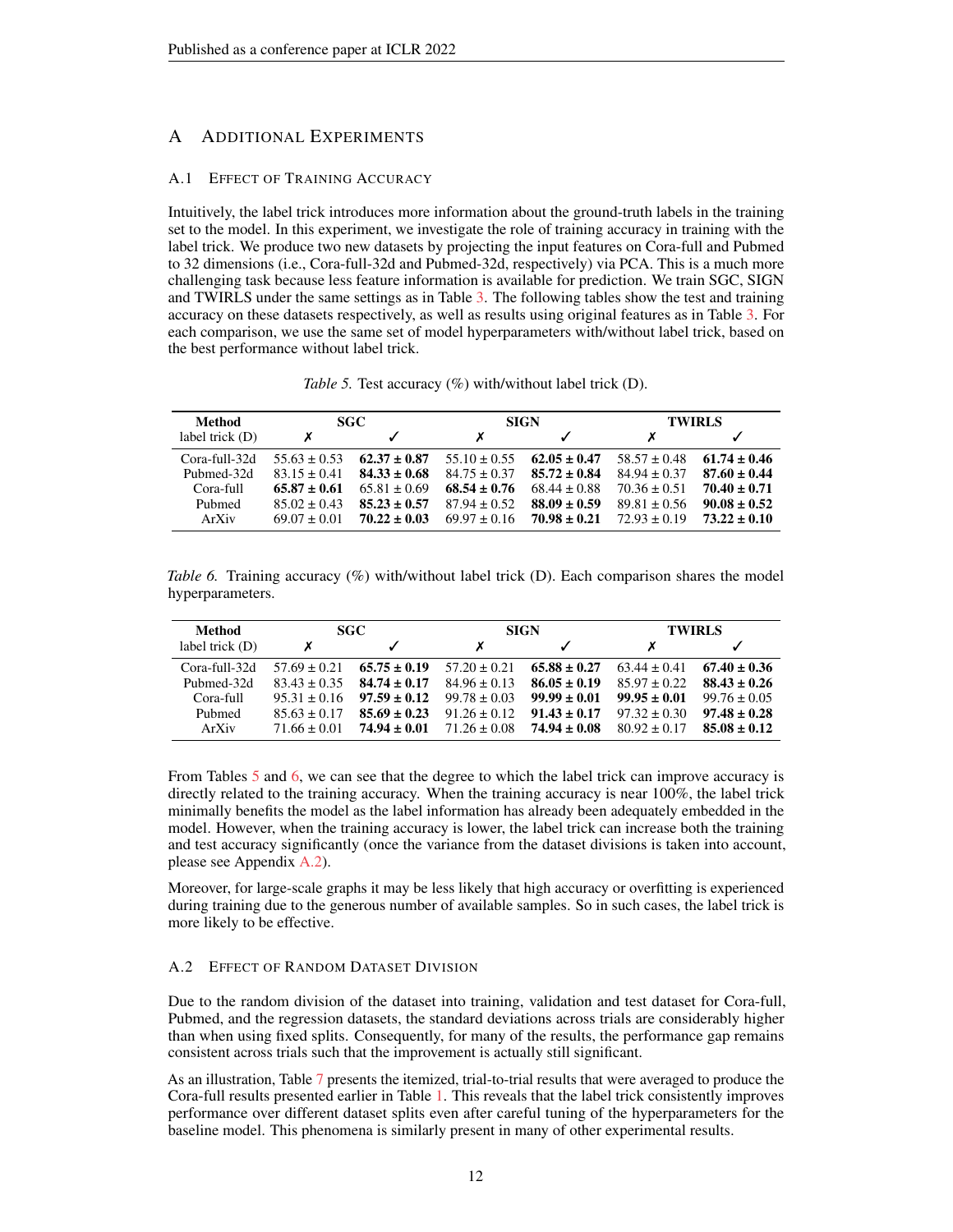## A Additional Experiments

### A.1 Effect of Training Accuracy

Intuitively, the label trick introduces more information about the ground-truth labels in the training set to the model. In this experiment, we investigate the role of training accuracy in training with the label trick. We produce two new datasets by projecting the input features on Cora-full and Pubmed to 32 dimensions (i.e., Cora-full-32d and Pubmed-32d, respectively) via PCA. This is a much more challenging task because less feature information is available for prediction. We train SGC, SIGN and TWIRLS under the same settings as in Table 3. The following tables show the test and training accuracy on these datasets respectively, as well as results using original features as in Table 3. For each comparison, we use the same set of model hyperparameters with/without label trick, based on the best performance without label trick.

*Table 5.* Test accuracy (%) with/without label trick (D).

| **Method** | **SGC** | | **SIGN** | | **TWIRLS** | |
|---|---|---|---|---|---|---|
| label trick (D) | ✗ | ✓ | ✗ | ✓ | ✗ | ✓ |
| Cora-full-32d | 55.63 ± 0.53 | **62.37 ± 0.87** | 55.10 ± 0.55 | **62.05 ± 0.47** | 58.57 ± 0.48 | **61.74 ± 0.46** |
| Pubmed-32d | 83.15 ± 0.41 | **84.33 ± 0.68** | 84.75 ± 0.37 | **85.72 ± 0.84** | 84.94 ± 0.37 | **87.60 ± 0.44** |
| Cora-full | **65.87 ± 0.61** | 65.81 ± 0.69 | **68.54 ± 0.76** | 68.44 ± 0.88 | 70.36 ± 0.51 | **70.40 ± 0.71** |
| Pubmed | 85.02 ± 0.43 | **85.23 ± 0.57** | 87.94 ± 0.52 | **88.09 ± 0.59** | 89.81 ± 0.56 | **90.08 ± 0.52** |
| ArXiv | 69.07 ± 0.01 | **70.22 ± 0.03** | 69.97 ± 0.16 | **70.98 ± 0.21** | 72.93 ± 0.19 | **73.22 ± 0.10** |

*Table 6.* Training accuracy (%) with/without label trick (D). Each comparison shares the model hyperparameters.

| **Method** | **SGC** | | **SIGN** | | **TWIRLS** | |
|---|---|---|---|---|---|---|
| label trick (D) | ✗ | ✓ | ✗ | ✓ | ✗ | ✓ |
| Cora-full-32d | 57.69 ± 0.21 | **65.75 ± 0.19** | 57.20 ± 0.21 | **65.88 ± 0.27** | 63.44 ± 0.41 | **67.40 ± 0.36** |
| Pubmed-32d | 83.43 ± 0.35 | **84.74 ± 0.17** | 84.96 ± 0.13 | **86.05 ± 0.19** | 85.97 ± 0.22 | **88.43 ± 0.26** |
| Cora-full | 95.31 ± 0.16 | **97.59 ± 0.12** | 99.78 ± 0.03 | **99.99 ± 0.01** | **99.95 ± 0.01** | 99.76 ± 0.05 |
| Pubmed | 85.63 ± 0.17 | **85.69 ± 0.23** | 91.26 ± 0.12 | **91.43 ± 0.17** | 97.32 ± 0.30 | **97.48 ± 0.28** |
| ArXiv | 71.66 ± 0.01 | **74.94 ± 0.01** | 71.26 ± 0.08 | **74.94 ± 0.08** | 80.92 ± 0.17 | **85.08 ± 0.12** |

From Tables 5 and 6, we can see that the degree to which the label trick can improve accuracy is directly related to the training accuracy. When the training accuracy is near 100%, the label trick minimally benefits the model as the label information has already been adequately embedded in the model. However, when the training accuracy is lower, the label trick can increase both the training and test accuracy significantly (once the variance from the dataset divisions is taken into account, please see Appendix A.2).

Moreover, for large-scale graphs it may be less likely that high accuracy or overfitting is experienced during training due to the generous number of available samples. So in such cases, the label trick is more likely to be effective.

### A.2 Effect of Random Dataset Division

Due to the random division of the dataset into training, validation and test dataset for Cora-full, Pubmed, and the regression datasets, the standard deviations across trials are considerably higher than when using fixed splits. Consequently, for many of the results, the performance gap remains consistent across trials such that the improvement is actually still significant.

As an illustration, Table 7 presents the itemized, trial-to-trial results that were averaged to produce the Cora-full results presented earlier in Table 1. This reveals that the label trick consistently improves performance over different dataset splits even after careful tuning of the hyperparameters for the baseline model. This phenomena is similarly present in many of other experimental results.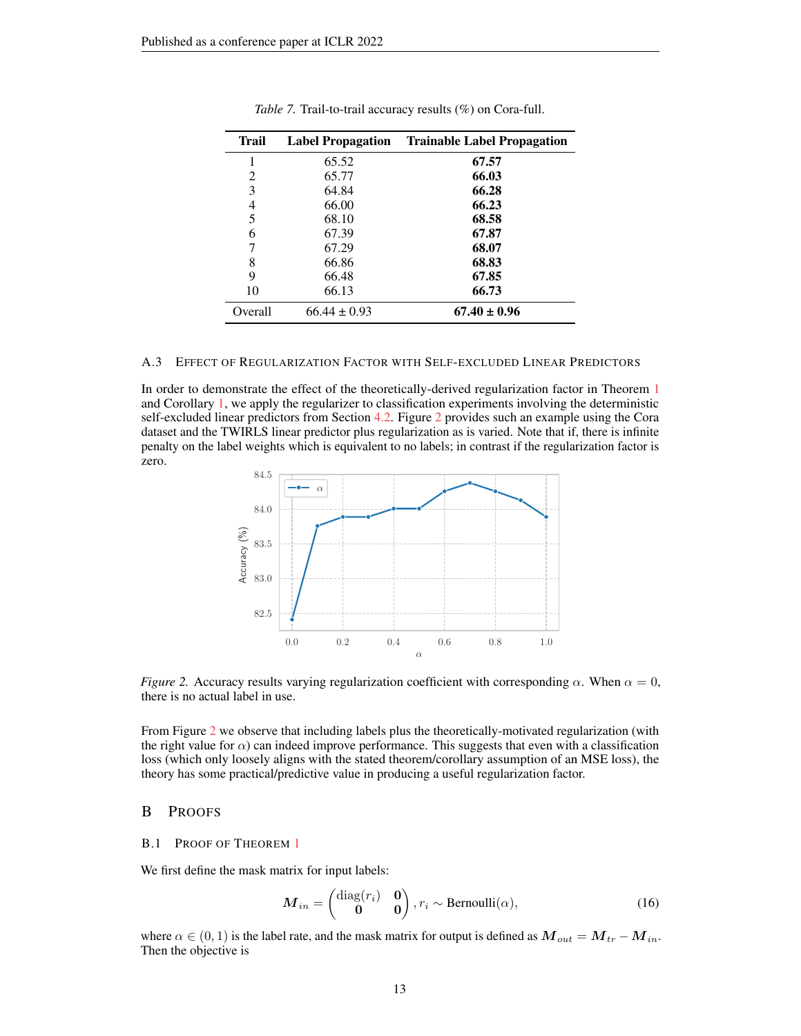*Table 7.* Trail-to-trail accuracy results (%) on Cora-full.

| Trail | Label Propagation | Trainable Label Propagation |
|---|---|---|
| 1 | 65.52 | **67.57** |
| 2 | 65.77 | **66.03** |
| 3 | 64.84 | **66.28** |
| 4 | 66.00 | **66.23** |
| 5 | 68.10 | **68.58** |
| 6 | 67.39 | **67.87** |
| 7 | 67.29 | **68.07** |
| 8 | 66.86 | **68.83** |
| 9 | 66.48 | **67.85** |
| 10 | 66.13 | **66.73** |
| Overall | 66.44 ± 0.93 | **67.40 ± 0.96** |

### A.3 Effect of Regularization Factor with Self-excluded Linear Predictors

In order to demonstrate the effect of the theoretically-derived regularization factor in Theorem 1 and Corollary 1, we apply the regularizer to classification experiments involving the deterministic self-excluded linear predictors from Section 4.2. Figure 2 provides such an example using the Cora dataset and the TWIRLS linear predictor plus regularization as is varied. Note that if, there is infinite penalty on the label weights which is equivalent to no labels; in contrast if the regularization factor is zero.

*Figure 2.* Accuracy results varying regularization coefficient with corresponding $\alpha$. When $\alpha = 0$, there is no actual label in use.

From Figure 2 we observe that including labels plus the theoretically-motivated regularization (with the right value for $\alpha$) can indeed improve performance. This suggests that even with a classification loss (which only loosely aligns with the stated theorem/corollary assumption of an MSE loss), the theory has some practical/predictive value in producing a useful regularization factor.

## B Proofs

### B.1 Proof of Theorem 1

We first define the mask matrix for input labels:

$$\boldsymbol{M}_{in} = \begin{pmatrix} \text{diag}(r_i) & \boldsymbol{0} \\ \boldsymbol{0} & \boldsymbol{0} \end{pmatrix}, r_i \sim \text{Bernoulli}(\alpha), \tag{16}$$

where $\alpha \in (0, 1)$ is the label rate, and the mask matrix for output is defined as $\boldsymbol{M}_{out} = \boldsymbol{M}_{tr} - \boldsymbol{M}_{in}$. Then the objective is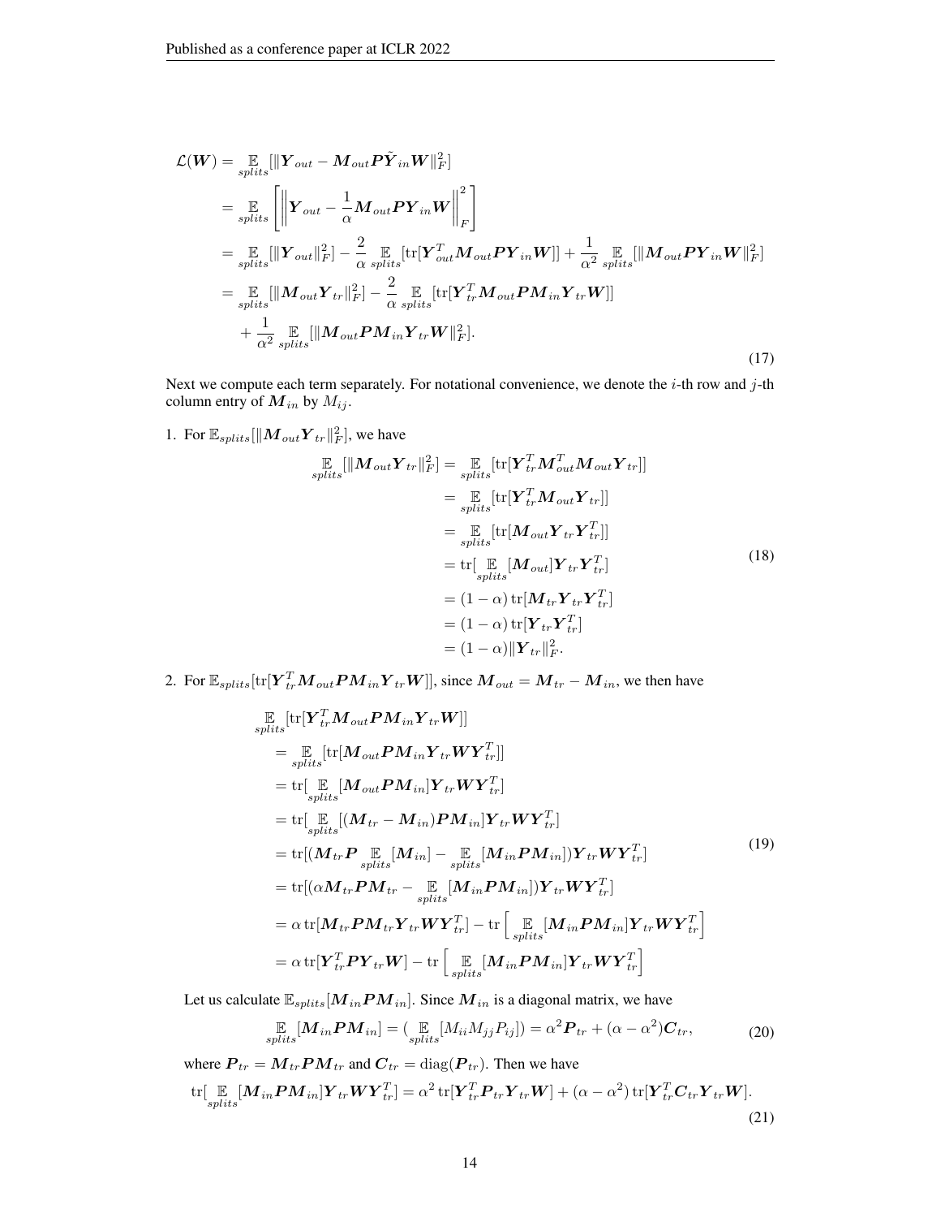$$
\begin{aligned}
\mathcal{L}(\boldsymbol{W}) &= \mathop{\mathbb{E}}_{splits}[\|\boldsymbol{Y}_{out} - \boldsymbol{M}_{out}\boldsymbol{P}\tilde{\boldsymbol{Y}}_{in}\boldsymbol{W}\|_F^2] \\
&= \mathop{\mathbb{E}}_{splits}\left[\left\|\boldsymbol{Y}_{out} - \frac{1}{\alpha}\boldsymbol{M}_{out}\boldsymbol{P}\boldsymbol{Y}_{in}\boldsymbol{W}\right\|_F^2\right] \\
&= \mathop{\mathbb{E}}_{splits}[\|\boldsymbol{Y}_{out}\|_F^2] - \frac{2}{\alpha}\mathop{\mathbb{E}}_{splits}[\mathrm{tr}[\boldsymbol{Y}_{out}^T\boldsymbol{M}_{out}\boldsymbol{P}\boldsymbol{Y}_{in}\boldsymbol{W}]] + \frac{1}{\alpha^2}\mathop{\mathbb{E}}_{splits}[\|\boldsymbol{M}_{out}\boldsymbol{P}\boldsymbol{Y}_{in}\boldsymbol{W}\|_F^2] \\
&= \mathop{\mathbb{E}}_{splits}[\|\boldsymbol{M}_{out}\boldsymbol{Y}_{tr}\|_F^2] - \frac{2}{\alpha}\mathop{\mathbb{E}}_{splits}[\mathrm{tr}[\boldsymbol{Y}_{tr}^T\boldsymbol{M}_{out}\boldsymbol{P}\boldsymbol{M}_{in}\boldsymbol{Y}_{tr}\boldsymbol{W}]] \\
&\quad + \frac{1}{\alpha^2}\mathop{\mathbb{E}}_{splits}[\|\boldsymbol{M}_{out}\boldsymbol{P}\boldsymbol{M}_{in}\boldsymbol{Y}_{tr}\boldsymbol{W}\|_F^2].
\end{aligned} \tag{17}
$$

Next we compute each term separately. For notational convenience, we denote the $i$-th row and $j$-th column entry of $\boldsymbol{M}_{in}$ by $M_{ij}$.

1. For $\mathbb{E}_{splits}[\|\boldsymbol{M}_{out}\boldsymbol{Y}_{tr}\|_F^2]$, we have

$$
\begin{aligned}
\mathop{\mathbb{E}}_{splits}[\|\boldsymbol{M}_{out}\boldsymbol{Y}_{tr}\|_F^2] &= \mathop{\mathbb{E}}_{splits}[\mathrm{tr}[\boldsymbol{Y}_{tr}^T\boldsymbol{M}_{out}^T\boldsymbol{M}_{out}\boldsymbol{Y}_{tr}]] \\
&= \mathop{\mathbb{E}}_{splits}[\mathrm{tr}[\boldsymbol{Y}_{tr}^T\boldsymbol{M}_{out}\boldsymbol{Y}_{tr}]] \\
&= \mathop{\mathbb{E}}_{splits}[\mathrm{tr}[\boldsymbol{M}_{out}\boldsymbol{Y}_{tr}\boldsymbol{Y}_{tr}^T]] \\
&= \mathrm{tr}[\mathop{\mathbb{E}}_{splits}[\boldsymbol{M}_{out}]\boldsymbol{Y}_{tr}\boldsymbol{Y}_{tr}^T] \\
&= (1-\alpha)\,\mathrm{tr}[\boldsymbol{M}_{tr}\boldsymbol{Y}_{tr}\boldsymbol{Y}_{tr}^T] \\
&= (1-\alpha)\,\mathrm{tr}[\boldsymbol{Y}_{tr}\boldsymbol{Y}_{tr}^T] \\
&= (1-\alpha)\|\boldsymbol{Y}_{tr}\|_F^2.
\end{aligned} \tag{18}
$$

2. For $\mathbb{E}_{splits}[\mathrm{tr}[\boldsymbol{Y}_{tr}^T\boldsymbol{M}_{out}\boldsymbol{P}\boldsymbol{M}_{in}\boldsymbol{Y}_{tr}\boldsymbol{W}]]$, since $\boldsymbol{M}_{out} = \boldsymbol{M}_{tr} - \boldsymbol{M}_{in}$, we then have

$$
\begin{aligned}
&\mathop{\mathbb{E}}_{splits}[\mathrm{tr}[\boldsymbol{Y}_{tr}^T\boldsymbol{M}_{out}\boldsymbol{P}\boldsymbol{M}_{in}\boldsymbol{Y}_{tr}\boldsymbol{W}]] \\
&= \mathop{\mathbb{E}}_{splits}[\mathrm{tr}[\boldsymbol{M}_{out}\boldsymbol{P}\boldsymbol{M}_{in}\boldsymbol{Y}_{tr}\boldsymbol{W}\boldsymbol{Y}_{tr}^T]] \\
&= \mathrm{tr}[\mathop{\mathbb{E}}_{splits}[\boldsymbol{M}_{out}\boldsymbol{P}\boldsymbol{M}_{in}]\boldsymbol{Y}_{tr}\boldsymbol{W}\boldsymbol{Y}_{tr}^T] \\
&= \mathrm{tr}[\mathop{\mathbb{E}}_{splits}[(\boldsymbol{M}_{tr} - \boldsymbol{M}_{in})\boldsymbol{P}\boldsymbol{M}_{in}]\boldsymbol{Y}_{tr}\boldsymbol{W}\boldsymbol{Y}_{tr}^T] \\
&= \mathrm{tr}[(\boldsymbol{M}_{tr}\boldsymbol{P}\mathop{\mathbb{E}}_{splits}[\boldsymbol{M}_{in}] - \mathop{\mathbb{E}}_{splits}[\boldsymbol{M}_{in}\boldsymbol{P}\boldsymbol{M}_{in}])\boldsymbol{Y}_{tr}\boldsymbol{W}\boldsymbol{Y}_{tr}^T] \\
&= \mathrm{tr}[(\alpha\boldsymbol{M}_{tr}\boldsymbol{P}\boldsymbol{M}_{tr} - \mathop{\mathbb{E}}_{splits}[\boldsymbol{M}_{in}\boldsymbol{P}\boldsymbol{M}_{in}])\boldsymbol{Y}_{tr}\boldsymbol{W}\boldsymbol{Y}_{tr}^T] \\
&= \alpha\,\mathrm{tr}[\boldsymbol{M}_{tr}\boldsymbol{P}\boldsymbol{M}_{tr}\boldsymbol{Y}_{tr}\boldsymbol{W}\boldsymbol{Y}_{tr}^T] - \mathrm{tr}\left[\mathop{\mathbb{E}}_{splits}[\boldsymbol{M}_{in}\boldsymbol{P}\boldsymbol{M}_{in}]\boldsymbol{Y}_{tr}\boldsymbol{W}\boldsymbol{Y}_{tr}^T\right] \\
&= \alpha\,\mathrm{tr}[\boldsymbol{Y}_{tr}^T\boldsymbol{P}\boldsymbol{Y}_{tr}\boldsymbol{W}] - \mathrm{tr}\left[\mathop{\mathbb{E}}_{splits}[\boldsymbol{M}_{in}\boldsymbol{P}\boldsymbol{M}_{in}]\boldsymbol{Y}_{tr}\boldsymbol{W}\boldsymbol{Y}_{tr}^T\right]
\end{aligned} \tag{19}
$$

Let us calculate $\mathbb{E}_{splits}[\boldsymbol{M}_{in}\boldsymbol{P}\boldsymbol{M}_{in}]$. Since $\boldsymbol{M}_{in}$ is a diagonal matrix, we have

$$
\mathop{\mathbb{E}}_{splits}[\boldsymbol{M}_{in}\boldsymbol{P}\boldsymbol{M}_{in}] = (\mathop{\mathbb{E}}_{splits}[M_{ii}M_{jj}P_{ij}]) = \alpha^2\boldsymbol{P}_{tr} + (\alpha - \alpha^2)\boldsymbol{C}_{tr}, \tag{20}
$$

where $\boldsymbol{P}_{tr} = \boldsymbol{M}_{tr}\boldsymbol{P}\boldsymbol{M}_{tr}$ and $\boldsymbol{C}_{tr} = \mathrm{diag}(\boldsymbol{P}_{tr})$. Then we have

$$
\mathrm{tr}[\mathop{\mathbb{E}}_{splits}[\boldsymbol{M}_{in}\boldsymbol{P}\boldsymbol{M}_{in}]\boldsymbol{Y}_{tr}\boldsymbol{W}\boldsymbol{Y}_{tr}^T] = \alpha^2\,\mathrm{tr}[\boldsymbol{Y}_{tr}^T\boldsymbol{P}_{tr}\boldsymbol{Y}_{tr}\boldsymbol{W}] + (\alpha - \alpha^2)\,\mathrm{tr}[\boldsymbol{Y}_{tr}^T\boldsymbol{C}_{tr}\boldsymbol{Y}_{tr}\boldsymbol{W}]. \tag{21}
$$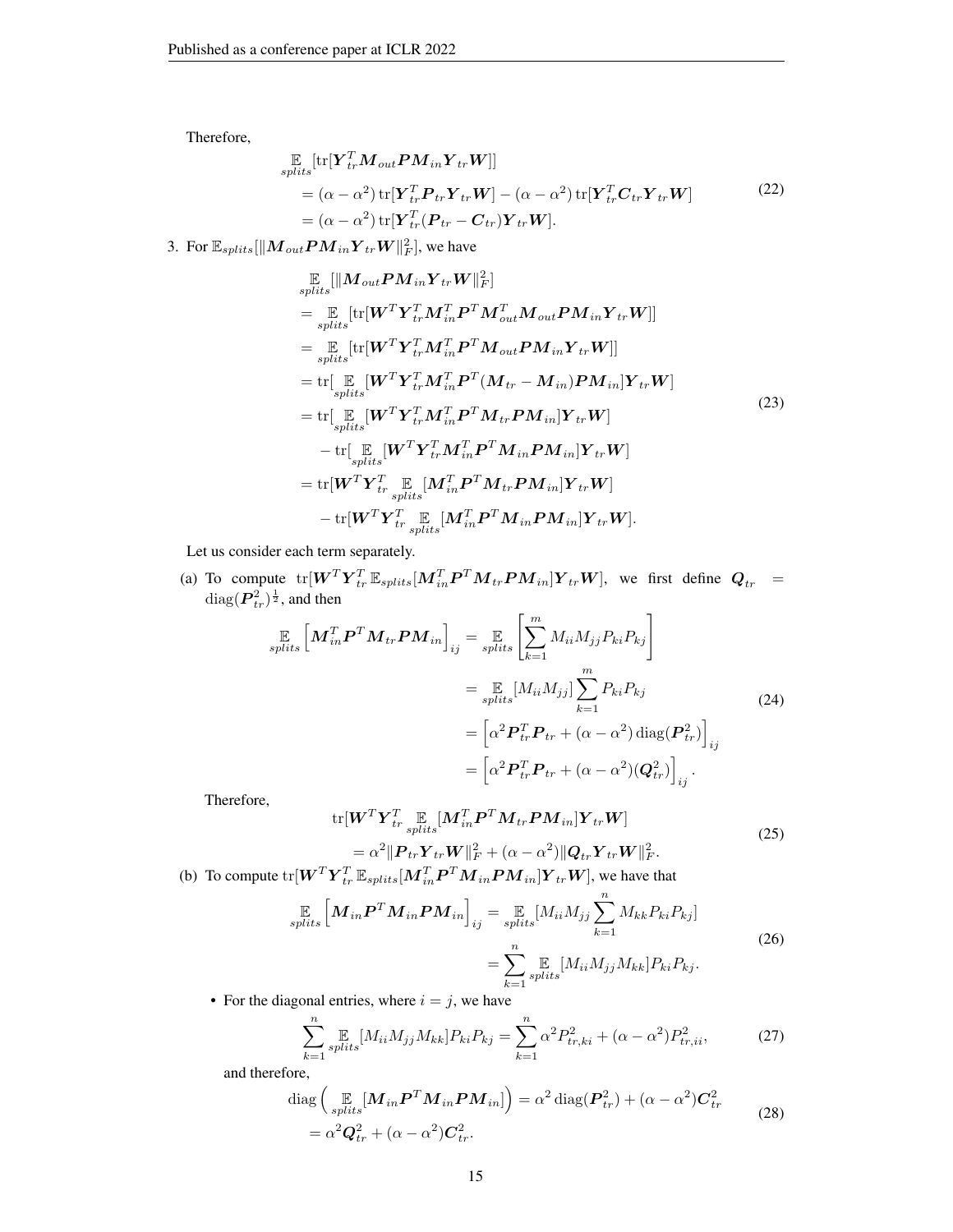Therefore,

$$
\begin{aligned}
&\mathop{\mathbb{E}}_{splits}[\operatorname{tr}[\boldsymbol{Y}_{tr}^T \boldsymbol{M}_{out} \boldsymbol{P} \boldsymbol{M}_{in} \boldsymbol{Y}_{tr} \boldsymbol{W}]] \\
&= (\alpha - \alpha^2) \operatorname{tr}[\boldsymbol{Y}_{tr}^T \boldsymbol{P}_{tr} \boldsymbol{Y}_{tr} \boldsymbol{W}] - (\alpha - \alpha^2) \operatorname{tr}[\boldsymbol{Y}_{tr}^T \boldsymbol{C}_{tr} \boldsymbol{Y}_{tr} \boldsymbol{W}] \\
&= (\alpha - \alpha^2) \operatorname{tr}[\boldsymbol{Y}_{tr}^T (\boldsymbol{P}_{tr} - \boldsymbol{C}_{tr}) \boldsymbol{Y}_{tr} \boldsymbol{W}].
\end{aligned}
\tag{22}
$$

3. For $\mathbb{E}_{splits}[\|\boldsymbol{M}_{out} \boldsymbol{P} \boldsymbol{M}_{in} \boldsymbol{Y}_{tr} \boldsymbol{W}\|_F^2]$, we have

$$
\begin{aligned}
&\mathop{\mathbb{E}}_{splits}[\|\boldsymbol{M}_{out} \boldsymbol{P} \boldsymbol{M}_{in} \boldsymbol{Y}_{tr} \boldsymbol{W}\|_F^2] \\
&= \mathop{\mathbb{E}}_{splits}[\operatorname{tr}[\boldsymbol{W}^T \boldsymbol{Y}_{tr}^T \boldsymbol{M}_{in}^T \boldsymbol{P}^T \boldsymbol{M}_{out}^T \boldsymbol{M}_{out} \boldsymbol{P} \boldsymbol{M}_{in} \boldsymbol{Y}_{tr} \boldsymbol{W}]] \\
&= \mathop{\mathbb{E}}_{splits}[\operatorname{tr}[\boldsymbol{W}^T \boldsymbol{Y}_{tr}^T \boldsymbol{M}_{in}^T \boldsymbol{P}^T \boldsymbol{M}_{out} \boldsymbol{P} \boldsymbol{M}_{in} \boldsymbol{Y}_{tr} \boldsymbol{W}]] \\
&= \operatorname{tr}[\mathop{\mathbb{E}}_{splits}[\boldsymbol{W}^T \boldsymbol{Y}_{tr}^T \boldsymbol{M}_{in}^T \boldsymbol{P}^T (\boldsymbol{M}_{tr} - \boldsymbol{M}_{in}) \boldsymbol{P} \boldsymbol{M}_{in}] \boldsymbol{Y}_{tr} \boldsymbol{W}] \\
&= \operatorname{tr}[\mathop{\mathbb{E}}_{splits}[\boldsymbol{W}^T \boldsymbol{Y}_{tr}^T \boldsymbol{M}_{in}^T \boldsymbol{P}^T \boldsymbol{M}_{tr} \boldsymbol{P} \boldsymbol{M}_{in}] \boldsymbol{Y}_{tr} \boldsymbol{W}] \\
&\quad - \operatorname{tr}[\mathop{\mathbb{E}}_{splits}[\boldsymbol{W}^T \boldsymbol{Y}_{tr}^T \boldsymbol{M}_{in}^T \boldsymbol{P}^T \boldsymbol{M}_{in} \boldsymbol{P} \boldsymbol{M}_{in}] \boldsymbol{Y}_{tr} \boldsymbol{W}] \\
&= \operatorname{tr}[\boldsymbol{W}^T \boldsymbol{Y}_{tr}^T \mathop{\mathbb{E}}_{splits}[\boldsymbol{M}_{in}^T \boldsymbol{P}^T \boldsymbol{M}_{tr} \boldsymbol{P} \boldsymbol{M}_{in}] \boldsymbol{Y}_{tr} \boldsymbol{W}] \\
&\quad - \operatorname{tr}[\boldsymbol{W}^T \boldsymbol{Y}_{tr}^T \mathop{\mathbb{E}}_{splits}[\boldsymbol{M}_{in}^T \boldsymbol{P}^T \boldsymbol{M}_{in} \boldsymbol{P} \boldsymbol{M}_{in}] \boldsymbol{Y}_{tr} \boldsymbol{W}].
\end{aligned}
\tag{23}
$$

Let us consider each term separately.

(a) To compute $\operatorname{tr}[\boldsymbol{W}^T \boldsymbol{Y}_{tr}^T \mathbb{E}_{splits}[\boldsymbol{M}_{in}^T \boldsymbol{P}^T \boldsymbol{M}_{tr} \boldsymbol{P} \boldsymbol{M}_{in}] \boldsymbol{Y}_{tr} \boldsymbol{W}]$, we first define $\boldsymbol{Q}_{tr} = \operatorname{diag}(\boldsymbol{P}_{tr}^2)^{\frac{1}{2}}$, and then

$$
\begin{aligned}
\mathop{\mathbb{E}}_{splits}\left[\boldsymbol{M}_{in}^T \boldsymbol{P}^T \boldsymbol{M}_{tr} \boldsymbol{P} \boldsymbol{M}_{in}\right]_{ij} &= \mathop{\mathbb{E}}_{splits}\left[\sum_{k=1}^{m} M_{ii} M_{jj} P_{ki} P_{kj}\right] \\
&= \mathop{\mathbb{E}}_{splits}[M_{ii} M_{jj}] \sum_{k=1}^{m} P_{ki} P_{kj} \\
&= \left[\alpha^2 \boldsymbol{P}_{tr}^T \boldsymbol{P}_{tr} + (\alpha - \alpha^2) \operatorname{diag}(\boldsymbol{P}_{tr}^2)\right]_{ij} \\
&= \left[\alpha^2 \boldsymbol{P}_{tr}^T \boldsymbol{P}_{tr} + (\alpha - \alpha^2)(\boldsymbol{Q}_{tr}^2)\right]_{ij}.
\end{aligned}
\tag{24}
$$

Therefore,

$$
\begin{aligned}
&\operatorname{tr}[\boldsymbol{W}^T \boldsymbol{Y}_{tr}^T \mathop{\mathbb{E}}_{splits}[\boldsymbol{M}_{in}^T \boldsymbol{P}^T \boldsymbol{M}_{tr} \boldsymbol{P} \boldsymbol{M}_{in}] \boldsymbol{Y}_{tr} \boldsymbol{W}] \\
&= \alpha^2 \|\boldsymbol{P}_{tr} \boldsymbol{Y}_{tr} \boldsymbol{W}\|_F^2 + (\alpha - \alpha^2) \|\boldsymbol{Q}_{tr} \boldsymbol{Y}_{tr} \boldsymbol{W}\|_F^2.
\end{aligned}
\tag{25}
$$

(b) To compute $\operatorname{tr}[\boldsymbol{W}^T \boldsymbol{Y}_{tr}^T \mathbb{E}_{splits}[\boldsymbol{M}_{in}^T \boldsymbol{P}^T \boldsymbol{M}_{in} \boldsymbol{P} \boldsymbol{M}_{in}] \boldsymbol{Y}_{tr} \boldsymbol{W}]$, we have that

$$
\begin{aligned}
\mathop{\mathbb{E}}_{splits}\left[\boldsymbol{M}_{in} \boldsymbol{P}^T \boldsymbol{M}_{in} \boldsymbol{P} \boldsymbol{M}_{in}\right]_{ij} &= \mathop{\mathbb{E}}_{splits}[M_{ii} M_{jj} \sum_{k=1}^{n} M_{kk} P_{ki} P_{kj}] \\
&= \sum_{k=1}^{n} \mathop{\mathbb{E}}_{splits}[M_{ii} M_{jj} M_{kk}] P_{ki} P_{kj}.
\end{aligned}
\tag{26}
$$

- For the diagonal entries, where $i = j$, we have

$$
\sum_{k=1}^{n} \mathop{\mathbb{E}}_{splits}[M_{ii} M_{jj} M_{kk}] P_{ki} P_{kj} = \sum_{k=1}^{n} \alpha^2 P_{tr,ki}^2 + (\alpha - \alpha^2) P_{tr,ii}^2,
\tag{27}
$$

and therefore,

$$
\begin{aligned}
\operatorname{diag}\Big(\mathop{\mathbb{E}}_{splits}[\boldsymbol{M}_{in} \boldsymbol{P}^T \boldsymbol{M}_{in} \boldsymbol{P} \boldsymbol{M}_{in}]\Big) &= \alpha^2 \operatorname{diag}(\boldsymbol{P}_{tr}^2) + (\alpha - \alpha^2) \boldsymbol{C}_{tr}^2 \\
&= \alpha^2 \boldsymbol{Q}_{tr}^2 + (\alpha - \alpha^2) \boldsymbol{C}_{tr}^2.
\end{aligned}
\tag{28}
$$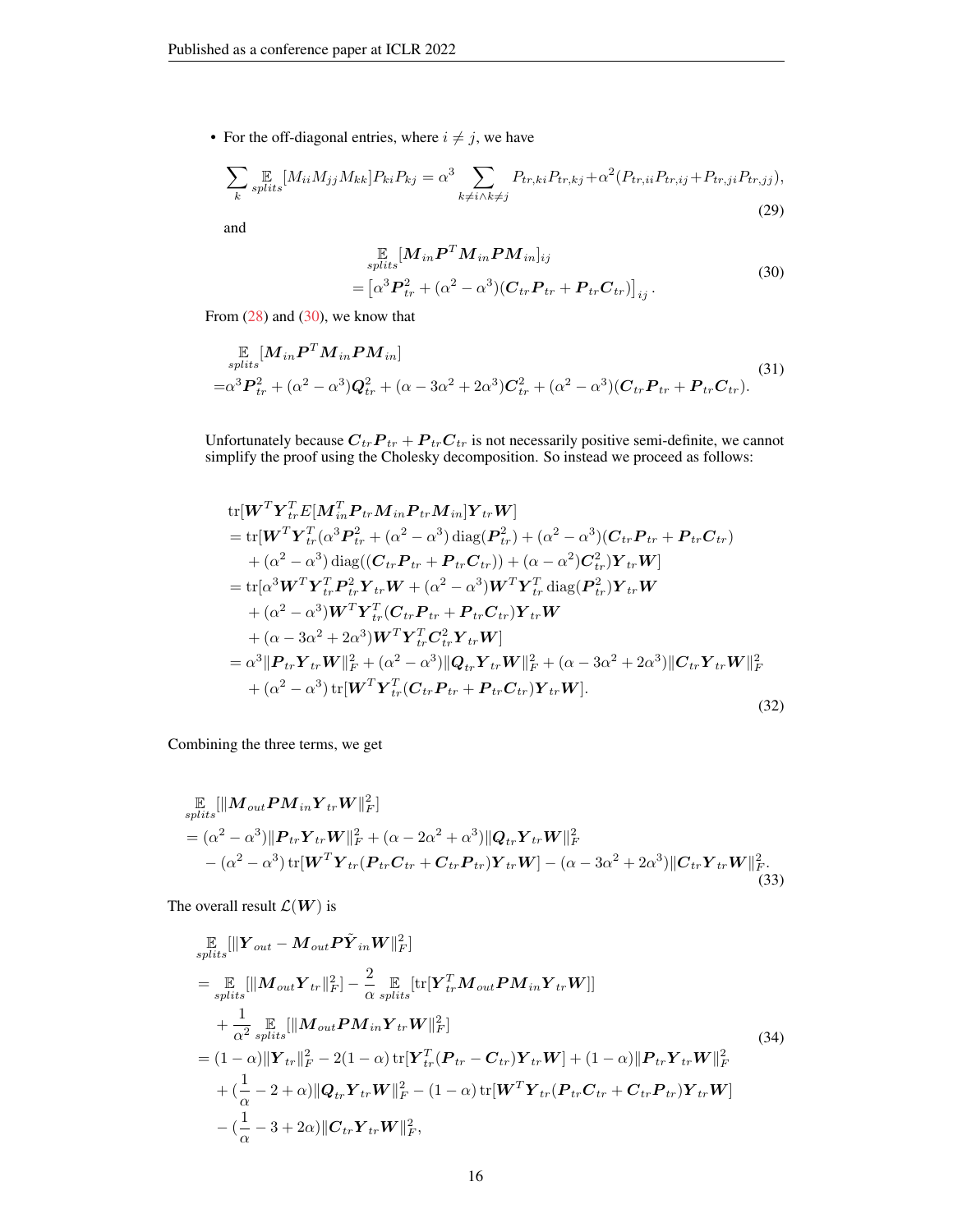- For the off-diagonal entries, where $i \neq j$, we have

$$\sum_k \mathop{\mathbb{E}}_{splits}[M_{ii}M_{jj}M_{kk}]P_{ki}P_{kj} = \alpha^3 \sum_{k \neq i \wedge k \neq j} P_{tr,ki}P_{tr,kj} + \alpha^2(P_{tr,ii}P_{tr,ij} + P_{tr,ji}P_{tr,jj}), \tag{29}$$

and

$$\begin{aligned} &\mathop{\mathbb{E}}_{splits}[\boldsymbol{M}_{in}\boldsymbol{P}^T\boldsymbol{M}_{in}\boldsymbol{P}\boldsymbol{M}_{in}]_{ij} \\ &= \left[\alpha^3\boldsymbol{P}_{tr}^2 + (\alpha^2 - \alpha^3)(\boldsymbol{C}_{tr}\boldsymbol{P}_{tr} + \boldsymbol{P}_{tr}\boldsymbol{C}_{tr})\right]_{ij}. \end{aligned} \tag{30}$$

From (28) and (30), we know that

$$\begin{aligned} &\mathop{\mathbb{E}}_{splits}[\boldsymbol{M}_{in}\boldsymbol{P}^T\boldsymbol{M}_{in}\boldsymbol{P}\boldsymbol{M}_{in}] \\ =&\alpha^3\boldsymbol{P}_{tr}^2 + (\alpha^2 - \alpha^3)\boldsymbol{Q}_{tr}^2 + (\alpha - 3\alpha^2 + 2\alpha^3)\boldsymbol{C}_{tr}^2 + (\alpha^2 - \alpha^3)(\boldsymbol{C}_{tr}\boldsymbol{P}_{tr} + \boldsymbol{P}_{tr}\boldsymbol{C}_{tr}). \end{aligned} \tag{31}$$

Unfortunately because $\boldsymbol{C}_{tr}\boldsymbol{P}_{tr} + \boldsymbol{P}_{tr}\boldsymbol{C}_{tr}$ is not necessarily positive semi-definite, we cannot simplify the proof using the Cholesky decomposition. So instead we proceed as follows:

$$\begin{aligned} &\operatorname{tr}[\boldsymbol{W}^T\boldsymbol{Y}_{tr}^T E[\boldsymbol{M}_{in}^T\boldsymbol{P}_{tr}\boldsymbol{M}_{in}\boldsymbol{P}_{tr}\boldsymbol{M}_{in}]\boldsymbol{Y}_{tr}\boldsymbol{W}] \\ &= \operatorname{tr}[\boldsymbol{W}^T\boldsymbol{Y}_{tr}^T(\alpha^3\boldsymbol{P}_{tr}^2 + (\alpha^2 - \alpha^3)\operatorname{diag}(\boldsymbol{P}_{tr}^2) + (\alpha^2 - \alpha^3)(\boldsymbol{C}_{tr}\boldsymbol{P}_{tr} + \boldsymbol{P}_{tr}\boldsymbol{C}_{tr}) \\ &\quad + (\alpha^2 - \alpha^3)\operatorname{diag}((\boldsymbol{C}_{tr}\boldsymbol{P}_{tr} + \boldsymbol{P}_{tr}\boldsymbol{C}_{tr})) + (\alpha - \alpha^2)\boldsymbol{C}_{tr}^2)\boldsymbol{Y}_{tr}\boldsymbol{W}] \\ &= \operatorname{tr}[\alpha^3\boldsymbol{W}^T\boldsymbol{Y}_{tr}^T\boldsymbol{P}_{tr}^2\boldsymbol{Y}_{tr}\boldsymbol{W} + (\alpha^2 - \alpha^3)\boldsymbol{W}^T\boldsymbol{Y}_{tr}^T\operatorname{diag}(\boldsymbol{P}_{tr}^2)\boldsymbol{Y}_{tr}\boldsymbol{W} \\ &\quad + (\alpha^2 - \alpha^3)\boldsymbol{W}^T\boldsymbol{Y}_{tr}^T(\boldsymbol{C}_{tr}\boldsymbol{P}_{tr} + \boldsymbol{P}_{tr}\boldsymbol{C}_{tr})\boldsymbol{Y}_{tr}\boldsymbol{W} \\ &\quad + (\alpha - 3\alpha^2 + 2\alpha^3)\boldsymbol{W}^T\boldsymbol{Y}_{tr}^T\boldsymbol{C}_{tr}^2\boldsymbol{Y}_{tr}\boldsymbol{W}] \\ &= \alpha^3\|\boldsymbol{P}_{tr}\boldsymbol{Y}_{tr}\boldsymbol{W}\|_F^2 + (\alpha^2 - \alpha^3)\|\boldsymbol{Q}_{tr}\boldsymbol{Y}_{tr}\boldsymbol{W}\|_F^2 + (\alpha - 3\alpha^2 + 2\alpha^3)\|\boldsymbol{C}_{tr}\boldsymbol{Y}_{tr}\boldsymbol{W}\|_F^2 \\ &\quad + (\alpha^2 - \alpha^3)\operatorname{tr}[\boldsymbol{W}^T\boldsymbol{Y}_{tr}^T(\boldsymbol{C}_{tr}\boldsymbol{P}_{tr} + \boldsymbol{P}_{tr}\boldsymbol{C}_{tr})\boldsymbol{Y}_{tr}\boldsymbol{W}]. \end{aligned} \tag{32}$$

Combining the three terms, we get

$$\begin{aligned} &\mathop{\mathbb{E}}_{splits}[\|\boldsymbol{M}_{out}\boldsymbol{P}\boldsymbol{M}_{in}\boldsymbol{Y}_{tr}\boldsymbol{W}\|_F^2] \\ &= (\alpha^2 - \alpha^3)\|\boldsymbol{P}_{tr}\boldsymbol{Y}_{tr}\boldsymbol{W}\|_F^2 + (\alpha - 2\alpha^2 + \alpha^3)\|\boldsymbol{Q}_{tr}\boldsymbol{Y}_{tr}\boldsymbol{W}\|_F^2 \\ &\quad - (\alpha^2 - \alpha^3)\operatorname{tr}[\boldsymbol{W}^T\boldsymbol{Y}_{tr}(\boldsymbol{P}_{tr}\boldsymbol{C}_{tr} + \boldsymbol{C}_{tr}\boldsymbol{P}_{tr})\boldsymbol{Y}_{tr}\boldsymbol{W}] - (\alpha - 3\alpha^2 + 2\alpha^3)\|\boldsymbol{C}_{tr}\boldsymbol{Y}_{tr}\boldsymbol{W}\|_F^2. \end{aligned} \tag{33}$$

The overall result $\mathcal{L}(\boldsymbol{W})$ is

$$\begin{aligned} &\mathop{\mathbb{E}}_{splits}[\|\boldsymbol{Y}_{out} - \boldsymbol{M}_{out}\boldsymbol{P}\tilde{\boldsymbol{Y}}_{in}\boldsymbol{W}\|_F^2] \\ &= \mathop{\mathbb{E}}_{splits}[\|\boldsymbol{M}_{out}\boldsymbol{Y}_{tr}\|_F^2] - \frac{2}{\alpha}\mathop{\mathbb{E}}_{splits}[\operatorname{tr}[\boldsymbol{Y}_{tr}^T\boldsymbol{M}_{out}\boldsymbol{P}\boldsymbol{M}_{in}\boldsymbol{Y}_{tr}\boldsymbol{W}]] \\ &\quad + \frac{1}{\alpha^2}\mathop{\mathbb{E}}_{splits}[\|\boldsymbol{M}_{out}\boldsymbol{P}\boldsymbol{M}_{in}\boldsymbol{Y}_{tr}\boldsymbol{W}\|_F^2] \\ &= (1 - \alpha)\|\boldsymbol{Y}_{tr}\|_F^2 - 2(1 - \alpha)\operatorname{tr}[\boldsymbol{Y}_{tr}^T(\boldsymbol{P}_{tr} - \boldsymbol{C}_{tr})\boldsymbol{Y}_{tr}\boldsymbol{W}] + (1 - \alpha)\|\boldsymbol{P}_{tr}\boldsymbol{Y}_{tr}\boldsymbol{W}\|_F^2 \\ &\quad + (\frac{1}{\alpha} - 2 + \alpha)\|\boldsymbol{Q}_{tr}\boldsymbol{Y}_{tr}\boldsymbol{W}\|_F^2 - (1 - \alpha)\operatorname{tr}[\boldsymbol{W}^T\boldsymbol{Y}_{tr}(\boldsymbol{P}_{tr}\boldsymbol{C}_{tr} + \boldsymbol{C}_{tr}\boldsymbol{P}_{tr})\boldsymbol{Y}_{tr}\boldsymbol{W}] \\ &\quad - (\frac{1}{\alpha} - 3 + 2\alpha)\|\boldsymbol{C}_{tr}\boldsymbol{Y}_{tr}\boldsymbol{W}\|_F^2, \end{aligned} \tag{34}$$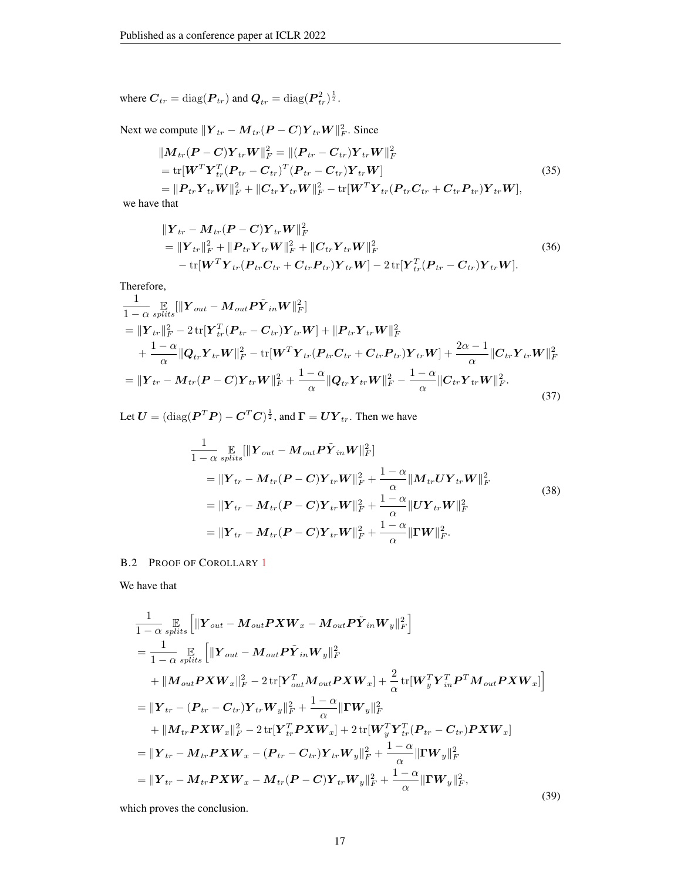where $\boldsymbol{C}_{tr} = \mathrm{diag}(\boldsymbol{P}_{tr})$ and $\boldsymbol{Q}_{tr} = \mathrm{diag}(\boldsymbol{P}_{tr}^2)^{\frac{1}{2}}$.

Next we compute $\|\boldsymbol{Y}_{tr} - \boldsymbol{M}_{tr}(\boldsymbol{P}-\boldsymbol{C})\boldsymbol{Y}_{tr}\boldsymbol{W}\|_F^2$. Since

$$
\begin{aligned}
&\|\boldsymbol{M}_{tr}(\boldsymbol{P}-\boldsymbol{C})\boldsymbol{Y}_{tr}\boldsymbol{W}\|_F^2 = \|(\boldsymbol{P}_{tr}-\boldsymbol{C}_{tr})\boldsymbol{Y}_{tr}\boldsymbol{W}\|_F^2 \\
&= \mathrm{tr}[\boldsymbol{W}^T\boldsymbol{Y}_{tr}^T(\boldsymbol{P}_{tr}-\boldsymbol{C}_{tr})^T(\boldsymbol{P}_{tr}-\boldsymbol{C}_{tr})\boldsymbol{Y}_{tr}\boldsymbol{W}] \\
&= \|\boldsymbol{P}_{tr}\boldsymbol{Y}_{tr}\boldsymbol{W}\|_F^2 + \|\boldsymbol{C}_{tr}\boldsymbol{Y}_{tr}\boldsymbol{W}\|_F^2 - \mathrm{tr}[\boldsymbol{W}^T\boldsymbol{Y}_{tr}(\boldsymbol{P}_{tr}\boldsymbol{C}_{tr} + \boldsymbol{C}_{tr}\boldsymbol{P}_{tr})\boldsymbol{Y}_{tr}\boldsymbol{W}],
\end{aligned}
\tag{35}
$$

we have that

$$
\begin{aligned}
&\|\boldsymbol{Y}_{tr} - \boldsymbol{M}_{tr}(\boldsymbol{P}-\boldsymbol{C})\boldsymbol{Y}_{tr}\boldsymbol{W}\|_F^2 \\
&= \|\boldsymbol{Y}_{tr}\|_F^2 + \|\boldsymbol{P}_{tr}\boldsymbol{Y}_{tr}\boldsymbol{W}\|_F^2 + \|\boldsymbol{C}_{tr}\boldsymbol{Y}_{tr}\boldsymbol{W}\|_F^2 \\
&\quad - \mathrm{tr}[\boldsymbol{W}^T\boldsymbol{Y}_{tr}(\boldsymbol{P}_{tr}\boldsymbol{C}_{tr} + \boldsymbol{C}_{tr}\boldsymbol{P}_{tr})\boldsymbol{Y}_{tr}\boldsymbol{W}] - 2\,\mathrm{tr}[\boldsymbol{Y}_{tr}^T(\boldsymbol{P}_{tr}-\boldsymbol{C}_{tr})\boldsymbol{Y}_{tr}\boldsymbol{W}].
\end{aligned}
\tag{36}
$$

Therefore,

$$
\begin{aligned}
&\frac{1}{1-\alpha}\mathop{\mathbb{E}}_{splits}[\|\boldsymbol{Y}_{out} - \boldsymbol{M}_{out}\boldsymbol{P}\tilde{\boldsymbol{Y}}_{in}\boldsymbol{W}\|_F^2] \\
&= \|\boldsymbol{Y}_{tr}\|_F^2 - 2\,\mathrm{tr}[\boldsymbol{Y}_{tr}^T(\boldsymbol{P}_{tr}-\boldsymbol{C}_{tr})\boldsymbol{Y}_{tr}\boldsymbol{W}] + \|\boldsymbol{P}_{tr}\boldsymbol{Y}_{tr}\boldsymbol{W}\|_F^2 \\
&\quad + \frac{1-\alpha}{\alpha}\|\boldsymbol{Q}_{tr}\boldsymbol{Y}_{tr}\boldsymbol{W}\|_F^2 - \mathrm{tr}[\boldsymbol{W}^T\boldsymbol{Y}_{tr}(\boldsymbol{P}_{tr}\boldsymbol{C}_{tr} + \boldsymbol{C}_{tr}\boldsymbol{P}_{tr})\boldsymbol{Y}_{tr}\boldsymbol{W}] + \frac{2\alpha-1}{\alpha}\|\boldsymbol{C}_{tr}\boldsymbol{Y}_{tr}\boldsymbol{W}\|_F^2 \\
&= \|\boldsymbol{Y}_{tr} - \boldsymbol{M}_{tr}(\boldsymbol{P}-\boldsymbol{C})\boldsymbol{Y}_{tr}\boldsymbol{W}\|_F^2 + \frac{1-\alpha}{\alpha}\|\boldsymbol{Q}_{tr}\boldsymbol{Y}_{tr}\boldsymbol{W}\|_F^2 - \frac{1-\alpha}{\alpha}\|\boldsymbol{C}_{tr}\boldsymbol{Y}_{tr}\boldsymbol{W}\|_F^2.
\end{aligned}
\tag{37}
$$

Let $\boldsymbol{U} = (\mathrm{diag}(\boldsymbol{P}^T\boldsymbol{P}) - \boldsymbol{C}^T\boldsymbol{C})^{\frac{1}{2}}$, and $\boldsymbol{\Gamma} = \boldsymbol{U}\boldsymbol{Y}_{tr}$. Then we have

$$
\begin{aligned}
&\frac{1}{1-\alpha}\mathop{\mathbb{E}}_{splits}[\|\boldsymbol{Y}_{out} - \boldsymbol{M}_{out}\boldsymbol{P}\tilde{\boldsymbol{Y}}_{in}\boldsymbol{W}\|_F^2] \\
&= \|\boldsymbol{Y}_{tr} - \boldsymbol{M}_{tr}(\boldsymbol{P}-\boldsymbol{C})\boldsymbol{Y}_{tr}\boldsymbol{W}\|_F^2 + \frac{1-\alpha}{\alpha}\|\boldsymbol{M}_{tr}\boldsymbol{U}\boldsymbol{Y}_{tr}\boldsymbol{W}\|_F^2 \\
&= \|\boldsymbol{Y}_{tr} - \boldsymbol{M}_{tr}(\boldsymbol{P}-\boldsymbol{C})\boldsymbol{Y}_{tr}\boldsymbol{W}\|_F^2 + \frac{1-\alpha}{\alpha}\|\boldsymbol{U}\boldsymbol{Y}_{tr}\boldsymbol{W}\|_F^2 \\
&= \|\boldsymbol{Y}_{tr} - \boldsymbol{M}_{tr}(\boldsymbol{P}-\boldsymbol{C})\boldsymbol{Y}_{tr}\boldsymbol{W}\|_F^2 + \frac{1-\alpha}{\alpha}\|\boldsymbol{\Gamma}\boldsymbol{W}\|_F^2.
\end{aligned}
\tag{38}
$$

### B.2 Proof of Corollary 1

We have that

$$
\begin{aligned}
&\frac{1}{1-\alpha}\mathop{\mathbb{E}}_{splits}\left[\|\boldsymbol{Y}_{out} - \boldsymbol{M}_{out}\boldsymbol{P}\boldsymbol{X}\boldsymbol{W}_x - \boldsymbol{M}_{out}\boldsymbol{P}\tilde{\boldsymbol{Y}}_{in}\boldsymbol{W}_y\|_F^2\right] \\
&= \frac{1}{1-\alpha}\mathop{\mathbb{E}}_{splits}\Big[\|\boldsymbol{Y}_{out} - \boldsymbol{M}_{out}\boldsymbol{P}\tilde{\boldsymbol{Y}}_{in}\boldsymbol{W}_y\|_F^2 \\
&\quad + \|\boldsymbol{M}_{out}\boldsymbol{P}\boldsymbol{X}\boldsymbol{W}_x\|_F^2 - 2\,\mathrm{tr}[\boldsymbol{Y}_{out}^T\boldsymbol{M}_{out}\boldsymbol{P}\boldsymbol{X}\boldsymbol{W}_x] + \frac{2}{\alpha}\mathrm{tr}[\boldsymbol{W}_y^T\boldsymbol{Y}_{in}^T\boldsymbol{P}^T\boldsymbol{M}_{out}\boldsymbol{P}\boldsymbol{X}\boldsymbol{W}_x]\Big] \\
&= \|\boldsymbol{Y}_{tr} - (\boldsymbol{P}_{tr}-\boldsymbol{C}_{tr})\boldsymbol{Y}_{tr}\boldsymbol{W}_y\|_F^2 + \frac{1-\alpha}{\alpha}\|\boldsymbol{\Gamma}\boldsymbol{W}_y\|_F^2 \\
&\quad + \|\boldsymbol{M}_{tr}\boldsymbol{P}\boldsymbol{X}\boldsymbol{W}_x\|_F^2 - 2\,\mathrm{tr}[\boldsymbol{Y}_{tr}^T\boldsymbol{P}\boldsymbol{X}\boldsymbol{W}_x] + 2\,\mathrm{tr}[\boldsymbol{W}_y^T\boldsymbol{Y}_{tr}^T(\boldsymbol{P}_{tr}-\boldsymbol{C}_{tr})\boldsymbol{P}\boldsymbol{X}\boldsymbol{W}_x] \\
&= \|\boldsymbol{Y}_{tr} - \boldsymbol{M}_{tr}\boldsymbol{P}\boldsymbol{X}\boldsymbol{W}_x - (\boldsymbol{P}_{tr}-\boldsymbol{C}_{tr})\boldsymbol{Y}_{tr}\boldsymbol{W}_y\|_F^2 + \frac{1-\alpha}{\alpha}\|\boldsymbol{\Gamma}\boldsymbol{W}_y\|_F^2 \\
&= \|\boldsymbol{Y}_{tr} - \boldsymbol{M}_{tr}\boldsymbol{P}\boldsymbol{X}\boldsymbol{W}_x - \boldsymbol{M}_{tr}(\boldsymbol{P}-\boldsymbol{C})\boldsymbol{Y}_{tr}\boldsymbol{W}_y\|_F^2 + \frac{1-\alpha}{\alpha}\|\boldsymbol{\Gamma}\boldsymbol{W}_y\|_F^2,
\end{aligned}
\tag{39}
$$

which proves the conclusion.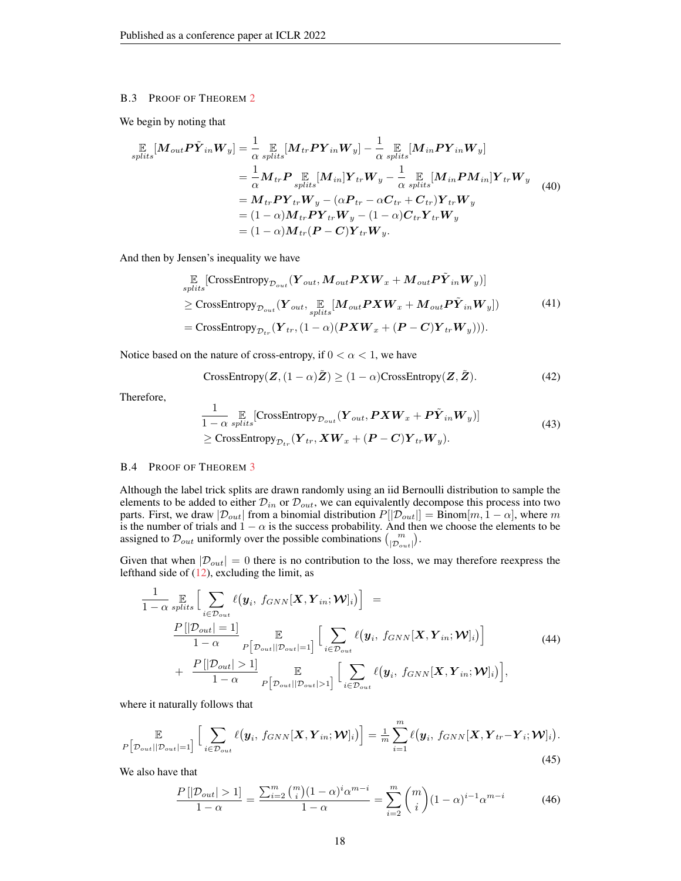### B.3 Proof of Theorem 2

We begin by noting that

$$
\begin{aligned}
\mathop{\mathbb{E}}_{splits}[\boldsymbol{M}_{out}\boldsymbol{P}\tilde{\boldsymbol{Y}}_{in}\boldsymbol{W}_y] &= \frac{1}{\alpha}\mathop{\mathbb{E}}_{splits}[\boldsymbol{M}_{tr}\boldsymbol{P}\boldsymbol{Y}_{in}\boldsymbol{W}_y] - \frac{1}{\alpha}\mathop{\mathbb{E}}_{splits}[\boldsymbol{M}_{in}\boldsymbol{P}\boldsymbol{Y}_{in}\boldsymbol{W}_y] \\
&= \frac{1}{\alpha}\boldsymbol{M}_{tr}\boldsymbol{P}\mathop{\mathbb{E}}_{splits}[\boldsymbol{M}_{in}]\boldsymbol{Y}_{tr}\boldsymbol{W}_y - \frac{1}{\alpha}\mathop{\mathbb{E}}_{splits}[\boldsymbol{M}_{in}\boldsymbol{P}\boldsymbol{M}_{in}]\boldsymbol{Y}_{tr}\boldsymbol{W}_y \\
&= \boldsymbol{M}_{tr}\boldsymbol{P}\boldsymbol{Y}_{tr}\boldsymbol{W}_y - (\alpha\boldsymbol{P}_{tr} - \alpha\boldsymbol{C}_{tr} + \boldsymbol{C}_{tr})\boldsymbol{Y}_{tr}\boldsymbol{W}_y \\
&= (1-\alpha)\boldsymbol{M}_{tr}\boldsymbol{P}\boldsymbol{Y}_{tr}\boldsymbol{W}_y - (1-\alpha)\boldsymbol{C}_{tr}\boldsymbol{Y}_{tr}\boldsymbol{W}_y \\
&= (1-\alpha)\boldsymbol{M}_{tr}(\boldsymbol{P}-\boldsymbol{C})\boldsymbol{Y}_{tr}\boldsymbol{W}_y.
\end{aligned}
\tag{40}
$$

And then by Jensen's inequality we have

$$
\begin{aligned}
&\mathop{\mathbb{E}}_{splits}[\text{CrossEntropy}_{\mathcal{D}_{out}}(\boldsymbol{Y}_{out}, \boldsymbol{M}_{out}\boldsymbol{P}\boldsymbol{X}\boldsymbol{W}_x + \boldsymbol{M}_{out}\boldsymbol{P}\tilde{\boldsymbol{Y}}_{in}\boldsymbol{W}_y)] \\
&\geq \text{CrossEntropy}_{\mathcal{D}_{out}}(\boldsymbol{Y}_{out}, \mathop{\mathbb{E}}_{splits}[\boldsymbol{M}_{out}\boldsymbol{P}\boldsymbol{X}\boldsymbol{W}_x + \boldsymbol{M}_{out}\boldsymbol{P}\tilde{\boldsymbol{Y}}_{in}\boldsymbol{W}_y]) \\
&= \text{CrossEntropy}_{\mathcal{D}_{tr}}(\boldsymbol{Y}_{tr}, (1-\alpha)(\boldsymbol{P}\boldsymbol{X}\boldsymbol{W}_x + (\boldsymbol{P}-\boldsymbol{C})\boldsymbol{Y}_{tr}\boldsymbol{W}_y))).
\end{aligned}
\tag{41}
$$

Notice based on the nature of cross-entropy, if $0 < \alpha < 1$, we have

$$
\text{CrossEntropy}(\boldsymbol{Z}, (1-\alpha)\tilde{\boldsymbol{Z}}) \geq (1-\alpha)\text{CrossEntropy}(\boldsymbol{Z}, \tilde{\boldsymbol{Z}}). \tag{42}
$$

Therefore,

$$
\begin{aligned}
&\frac{1}{1-\alpha}\mathop{\mathbb{E}}_{splits}[\text{CrossEntropy}_{\mathcal{D}_{out}}(\boldsymbol{Y}_{out}, \boldsymbol{P}\boldsymbol{X}\boldsymbol{W}_x + \boldsymbol{P}\tilde{\boldsymbol{Y}}_{in}\boldsymbol{W}_y)] \\
&\geq \text{CrossEntropy}_{\mathcal{D}_{tr}}(\boldsymbol{Y}_{tr}, \boldsymbol{X}\boldsymbol{W}_x + (\boldsymbol{P}-\boldsymbol{C})\boldsymbol{Y}_{tr}\boldsymbol{W}_y).
\end{aligned}
\tag{43}
$$

### B.4 Proof of Theorem 3

Although the label trick splits are drawn randomly using an iid Bernoulli distribution to sample the elements to be added to either $\mathcal{D}_{in}$ or $\mathcal{D}_{out}$, we can equivalently decompose this process into two parts. First, we draw $|\mathcal{D}_{out}|$ from a binomial distribution $P[|\mathcal{D}_{out}|] = \text{Binom}[m, 1-\alpha]$, where $m$ is the number of trials and $1-\alpha$ is the success probability. And then we choose the elements to be assigned to $\mathcal{D}_{out}$ uniformly over the possible combinations $\binom{m}{|\mathcal{D}_{out}|}$.

Given that when $|\mathcal{D}_{out}| = 0$ there is no contribution to the loss, we may therefore reexpress the lefthand side of (12), excluding the limit, as

$$
\begin{aligned}
\frac{1}{1-\alpha}\mathop{\mathbb{E}}_{splits}\Big[\sum_{i\in\mathcal{D}_{out}}\ell\big(\boldsymbol{y}_i,\ f_{GNN}[\boldsymbol{X}, \boldsymbol{Y}_{in}; \boldsymbol{\mathcal{W}}]_i\big)\Big] \ &= \\
\frac{P\left[|\mathcal{D}_{out}| = 1\right]}{1-\alpha}&\mathop{\mathbb{E}}_{P\left[\mathcal{D}_{out}||\mathcal{D}_{out}|=1\right]}\Big[\sum_{i\in\mathcal{D}_{out}}\ell\big(\boldsymbol{y}_i,\ f_{GNN}[\boldsymbol{X}, \boldsymbol{Y}_{in}; \boldsymbol{\mathcal{W}}]_i\big)\Big] \\
+\ \frac{P\left[|\mathcal{D}_{out}| > 1\right]}{1-\alpha}&\mathop{\mathbb{E}}_{P\left[\mathcal{D}_{out}||\mathcal{D}_{out}|>1\right]}\Big[\sum_{i\in\mathcal{D}_{out}}\ell\big(\boldsymbol{y}_i,\ f_{GNN}[\boldsymbol{X}, \boldsymbol{Y}_{in}; \boldsymbol{\mathcal{W}}]_i\big)\Big],
\end{aligned}
\tag{44}
$$

where it naturally follows that

$$
\mathop{\mathbb{E}}_{P\left[\mathcal{D}_{out}||\mathcal{D}_{out}|=1\right]}\Big[\sum_{i\in\mathcal{D}_{out}}\ell\big(\boldsymbol{y}_i,\ f_{GNN}[\boldsymbol{X}, \boldsymbol{Y}_{in}; \boldsymbol{\mathcal{W}}]_i\big)\Big] = \tfrac{1}{m}\sum_{i=1}^{m}\ell\big(\boldsymbol{y}_i,\ f_{GNN}[\boldsymbol{X}, \boldsymbol{Y}_{tr} - \boldsymbol{Y}_i; \boldsymbol{\mathcal{W}}]_i\big).
\tag{45}
$$

We also have that

$$
\frac{P\left[|\mathcal{D}_{out}| > 1\right]}{1-\alpha} = \frac{\sum_{i=2}^{m}\binom{m}{i}(1-\alpha)^i\alpha^{m-i}}{1-\alpha} = \sum_{i=2}^{m}\binom{m}{i}(1-\alpha)^{i-1}\alpha^{m-i} \tag{46}
$$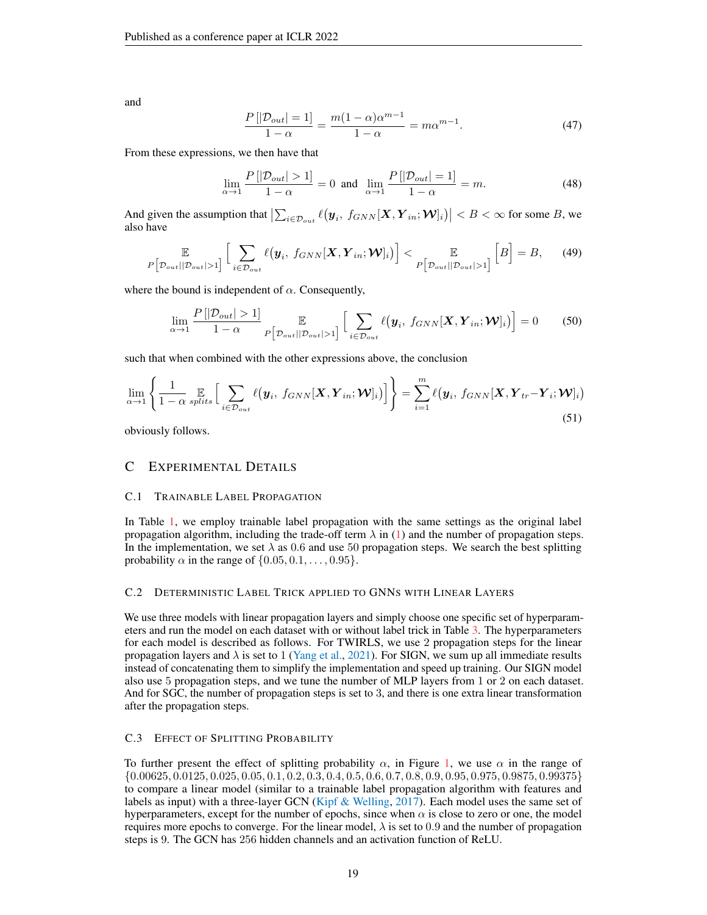and

$$\frac{P\left[|\mathcal{D}_{out}|=1\right]}{1-\alpha} = \frac{m(1-\alpha)\alpha^{m-1}}{1-\alpha} = m\alpha^{m-1}. \tag{47}$$

From these expressions, we then have that

$$\lim_{\alpha\to 1}\frac{P\left[|\mathcal{D}_{out}|>1\right]}{1-\alpha} = 0 \text{ and } \lim_{\alpha\to 1}\frac{P\left[|\mathcal{D}_{out}|=1\right]}{1-\alpha} = m. \tag{48}$$

And given the assumption that $\left|\sum_{i\in\mathcal{D}_{out}}\ell\big(\boldsymbol{y}_i,\ f_{GNN}[\boldsymbol{X},\boldsymbol{Y}_{in};\boldsymbol{\mathcal{W}}]_i\big)\right| < B < \infty$ for some $B$, we also have

$$\mathop{\mathbb{E}}_{P\left[\mathcal{D}_{out}||\mathcal{D}_{out}|>1\right]}\Big[\sum_{i\in\mathcal{D}_{out}}\ell\big(\boldsymbol{y}_i,\ f_{GNN}[\boldsymbol{X},\boldsymbol{Y}_{in};\boldsymbol{\mathcal{W}}]_i\big)\Big] < \mathop{\mathbb{E}}_{P\left[\mathcal{D}_{out}||\mathcal{D}_{out}|>1\right]}\Big[B\Big] = B, \tag{49}$$

where the bound is independent of $\alpha$. Consequently,

$$\lim_{\alpha\to 1}\frac{P\left[|\mathcal{D}_{out}|>1\right]}{1-\alpha}\mathop{\mathbb{E}}_{P\left[\mathcal{D}_{out}||\mathcal{D}_{out}|>1\right]}\Big[\sum_{i\in\mathcal{D}_{out}}\ell\big(\boldsymbol{y}_i,\ f_{GNN}[\boldsymbol{X},\boldsymbol{Y}_{in};\boldsymbol{\mathcal{W}}]_i\big)\Big] = 0 \tag{50}$$

such that when combined with the other expressions above, the conclusion

$$\lim_{\alpha\to 1}\left\{\frac{1}{1-\alpha}\mathop{\mathbb{E}}_{splits}\Big[\sum_{i\in\mathcal{D}_{out}}\ell\big(\boldsymbol{y}_i,\ f_{GNN}[\boldsymbol{X},\boldsymbol{Y}_{in};\boldsymbol{\mathcal{W}}]_i\big)\Big]\right\} = \sum_{i=1}^{m}\ell\big(\boldsymbol{y}_i,\ f_{GNN}[\boldsymbol{X},\boldsymbol{Y}_{tr}-\boldsymbol{Y}_i;\boldsymbol{\mathcal{W}}]_i\big) \tag{51}$$

obviously follows.

## C Experimental Details

### C.1 Trainable Label Propagation

In Table 1, we employ trainable label propagation with the same settings as the original label propagation algorithm, including the trade-off term $\lambda$ in (1) and the number of propagation steps. In the implementation, we set $\lambda$ as 0.6 and use 50 propagation steps. We search the best splitting probability $\alpha$ in the range of $\{0.05, 0.1, \dots, 0.95\}$.

### C.2 Deterministic Label Trick Applied to GNNs with Linear Layers

We use three models with linear propagation layers and simply choose one specific set of hyperparameters and run the model on each dataset with or without label trick in Table 3. The hyperparameters for each model is described as follows. For TWIRLS, we use 2 propagation steps for the linear propagation layers and $\lambda$ is set to 1 (Yang et al., 2021). For SIGN, we sum up all immediate results instead of concatenating them to simplify the implementation and speed up training. Our SIGN model also use 5 propagation steps, and we tune the number of MLP layers from 1 or 2 on each dataset. And for SGC, the number of propagation steps is set to 3, and there is one extra linear transformation after the propagation steps.

### C.3 Effect of Splitting Probability

To further present the effect of splitting probability $\alpha$, in Figure 1, we use $\alpha$ in the range of $\{0.00625, 0.0125, 0.025, 0.05, 0.1, 0.2, 0.3, 0.4, 0.5, 0.6, 0.7, 0.8, 0.9, 0.95, 0.975, 0.9875, 0.99375\}$ to compare a linear model (similar to a trainable label propagation algorithm with features and labels as input) with a three-layer GCN (Kipf & Welling, 2017). Each model uses the same set of hyperparameters, except for the number of epochs, since when $\alpha$ is close to zero or one, the model requires more epochs to converge. For the linear model, $\lambda$ is set to 0.9 and the number of propagation steps is 9. The GCN has 256 hidden channels and an activation function of ReLU.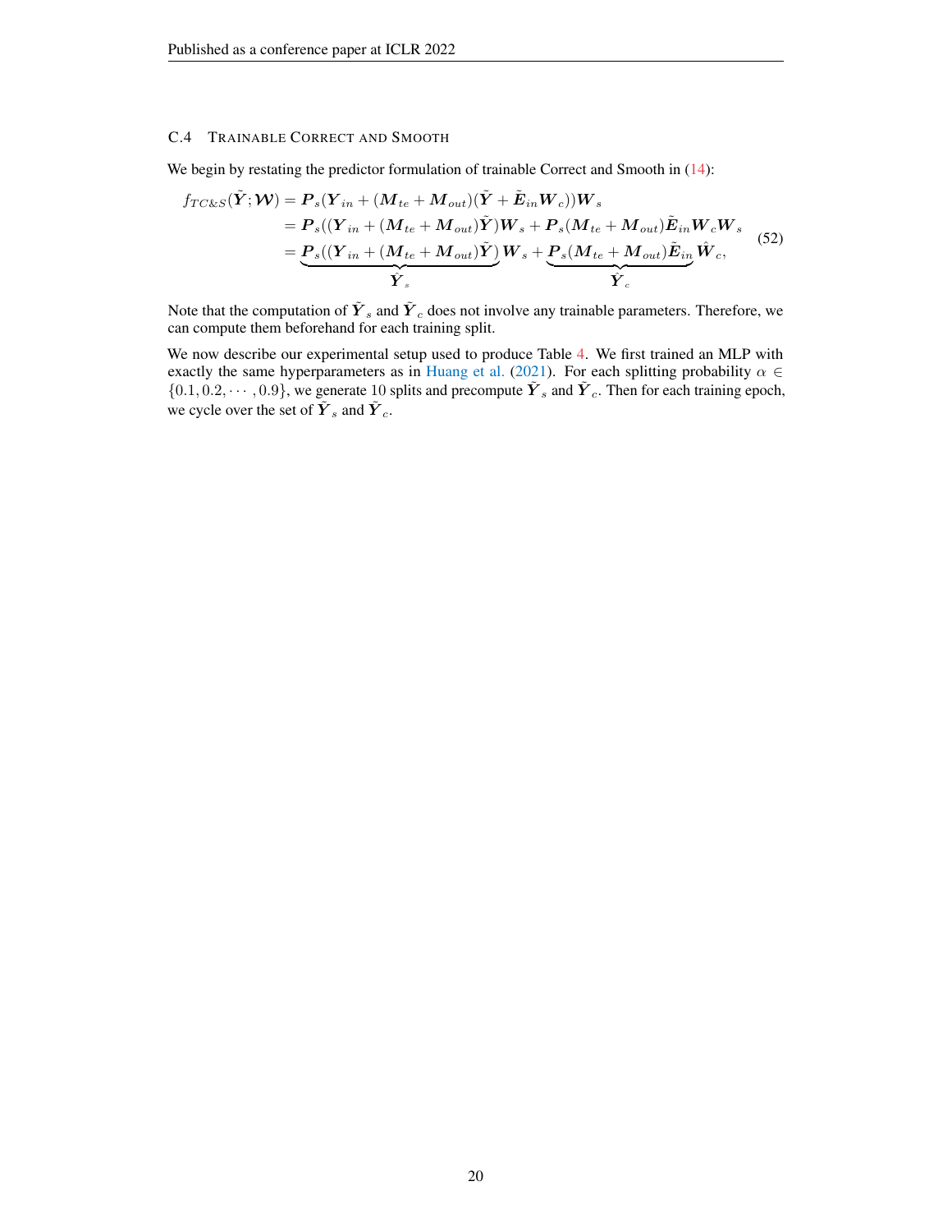### C.4 Trainable Correct and Smooth

We begin by restating the predictor formulation of trainable Correct and Smooth in (14):

$$
\begin{aligned}
f_{TC\&S}(\tilde{\boldsymbol{Y}}; \boldsymbol{\mathcal{W}}) &= \boldsymbol{P}_s(\boldsymbol{Y}_{in} + (\boldsymbol{M}_{te} + \boldsymbol{M}_{out})(\tilde{\boldsymbol{Y}} + \tilde{\boldsymbol{E}}_{in}\boldsymbol{W}_c))\boldsymbol{W}_s \\
&= \boldsymbol{P}_s((\boldsymbol{Y}_{in} + (\boldsymbol{M}_{te} + \boldsymbol{M}_{out})\tilde{\boldsymbol{Y}})\boldsymbol{W}_s + \boldsymbol{P}_s(\boldsymbol{M}_{te} + \boldsymbol{M}_{out})\tilde{\boldsymbol{E}}_{in}\boldsymbol{W}_c\boldsymbol{W}_s \\
&= \underbrace{\boldsymbol{P}_s((\boldsymbol{Y}_{in} + (\boldsymbol{M}_{te} + \boldsymbol{M}_{out})\tilde{\boldsymbol{Y}})}_{\tilde{\boldsymbol{Y}}_s}\boldsymbol{W}_s + \underbrace{\boldsymbol{P}_s(\boldsymbol{M}_{te} + \boldsymbol{M}_{out})\tilde{\boldsymbol{E}}_{in}}_{\tilde{\boldsymbol{Y}}_c}\hat{\boldsymbol{W}}_c,
\end{aligned}
\tag{52}
$$

Note that the computation of $\tilde{\boldsymbol{Y}}_s$ and $\tilde{\boldsymbol{Y}}_c$ does not involve any trainable parameters. Therefore, we can compute them beforehand for each training split.

We now describe our experimental setup used to produce Table 4. We first trained an MLP with exactly the same hyperparameters as in Huang et al. (2021). For each splitting probability $\alpha \in \{0.1, 0.2, \cdots, 0.9\}$, we generate 10 splits and precompute $\tilde{\boldsymbol{Y}}_s$ and $\tilde{\boldsymbol{Y}}_c$. Then for each training epoch, we cycle over the set of $\tilde{\boldsymbol{Y}}_s$ and $\tilde{\boldsymbol{Y}}_c$.